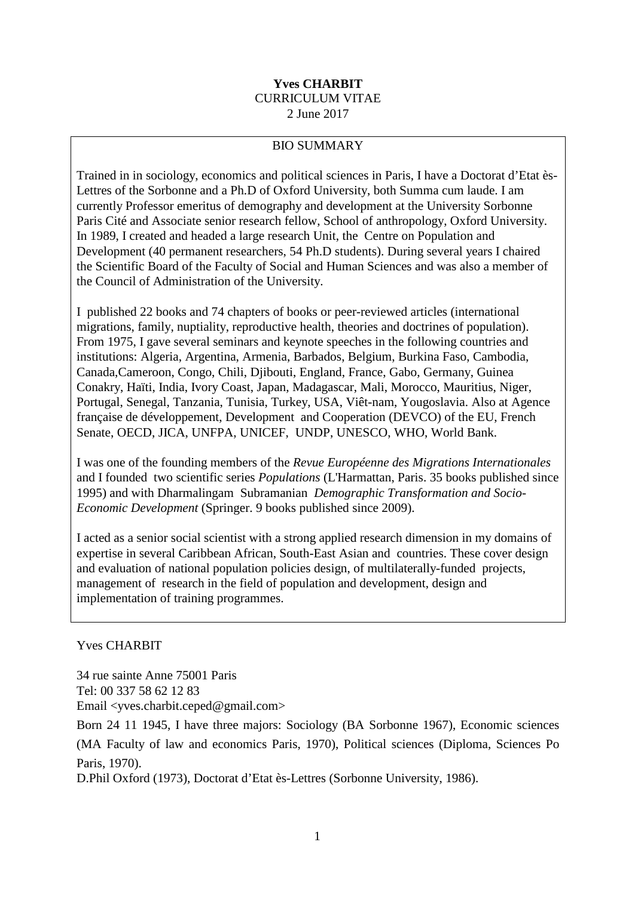**Yves CHARBIT**
CURRICULUM VITAE
2 June 2017

BIO SUMMARY

Trained in in sociology, economics and political sciences in Paris, I have a Doctorat d'Etat ès-Lettres of the Sorbonne and a Ph.D of Oxford University, both Summa cum laude. I am currently Professor emeritus of demography and development at the University Sorbonne Paris Cité and Associate senior research fellow, School of anthropology, Oxford University. In 1989, I created and headed a large research Unit, the Centre on Population and Development (40 permanent researchers, 54 Ph.D students). During several years I chaired the Scientific Board of the Faculty of Social and Human Sciences and was also a member of the Council of Administration of the University.

I published 22 books and 74 chapters of books or peer-reviewed articles (international migrations, family, nuptiality, reproductive health, theories and doctrines of population). From 1975, I gave several seminars and keynote speeches in the following countries and institutions: Algeria, Argentina, Armenia, Barbados, Belgium, Burkina Faso, Cambodia, Canada,Cameroon, Congo, Chili, Djibouti, England, France, Gabo, Germany, Guinea Conakry, Haïti, India, Ivory Coast, Japan, Madagascar, Mali, Morocco, Mauritius, Niger, Portugal, Senegal, Tanzania, Tunisia, Turkey, USA, Viêt-nam, Yougoslavia. Also at Agence française de développement, Development and Cooperation (DEVCO) of the EU, French Senate, OECD, JICA, UNFPA, UNICEF, UNDP, UNESCO, WHO, World Bank.

I was one of the founding members of the *Revue Européenne des Migrations Internationales* and I founded two scientific series *Populations* (L'Harmattan, Paris. 35 books published since 1995) and with Dharmalingam Subramanian *Demographic Transformation and Socio-Economic Development* (Springer. 9 books published since 2009).

I acted as a senior social scientist with a strong applied research dimension in my domains of expertise in several Caribbean African, South-East Asian and countries. These cover design and evaluation of national population policies design, of multilaterally-funded projects, management of research in the field of population and development, design and implementation of training programmes.

Yves CHARBIT

34 rue sainte Anne 75001 Paris
Tel: 00 337 58 62 12 83
Email <yves.charbit.ceped@gmail.com>

Born 24 11 1945, I have three majors: Sociology (BA Sorbonne 1967), Economic sciences (MA Faculty of law and economics Paris, 1970), Political sciences (Diploma, Sciences Po Paris, 1970).

D.Phil Oxford (1973), Doctorat d'Etat ès-Lettres (Sorbonne University, 1986).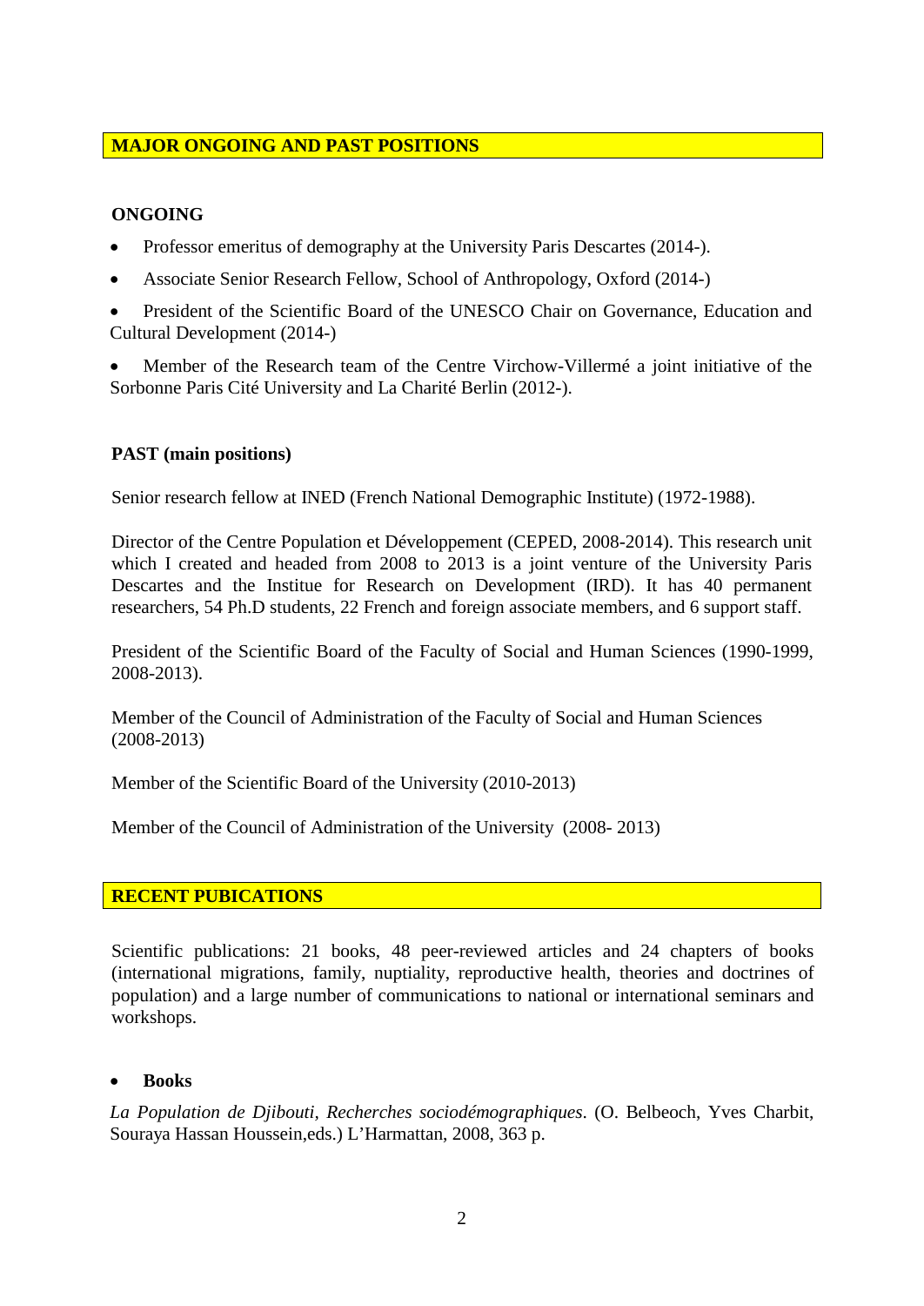## MAJOR ONGOING AND PAST POSITIONS

### ONGOING

- Professor emeritus of demography at the University Paris Descartes (2014-).
- Associate Senior Research Fellow, School of Anthropology, Oxford (2014-)
- President of the Scientific Board of the UNESCO Chair on Governance, Education and Cultural Development (2014-)
- Member of the Research team of the Centre Virchow-Villermé a joint initiative of the Sorbonne Paris Cité University and La Charité Berlin (2012-).

### PAST (main positions)

Senior research fellow at INED (French National Demographic Institute) (1972-1988).

Director of the Centre Population et Développement (CEPED, 2008-2014). This research unit which I created and headed from 2008 to 2013 is a joint venture of the University Paris Descartes and the Institue for Research on Development (IRD). It has 40 permanent researchers, 54 Ph.D students, 22 French and foreign associate members, and 6 support staff.

President of the Scientific Board of the Faculty of Social and Human Sciences (1990-1999, 2008-2013).

Member of the Council of Administration of the Faculty of Social and Human Sciences (2008-2013)

Member of the Scientific Board of the University (2010-2013)

Member of the Council of Administration of the University (2008- 2013)

## RECENT PUBICATIONS

Scientific publications: 21 books, 48 peer-reviewed articles and 24 chapters of books (international migrations, family, nuptiality, reproductive health, theories and doctrines of population) and a large number of communications to national or international seminars and workshops.

- **Books**

*La Population de Djibouti, Recherches sociodémographiques*. (O. Belbeoch, Yves Charbit, Souraya Hassan Houssein,eds.) L'Harmattan, 2008, 363 p.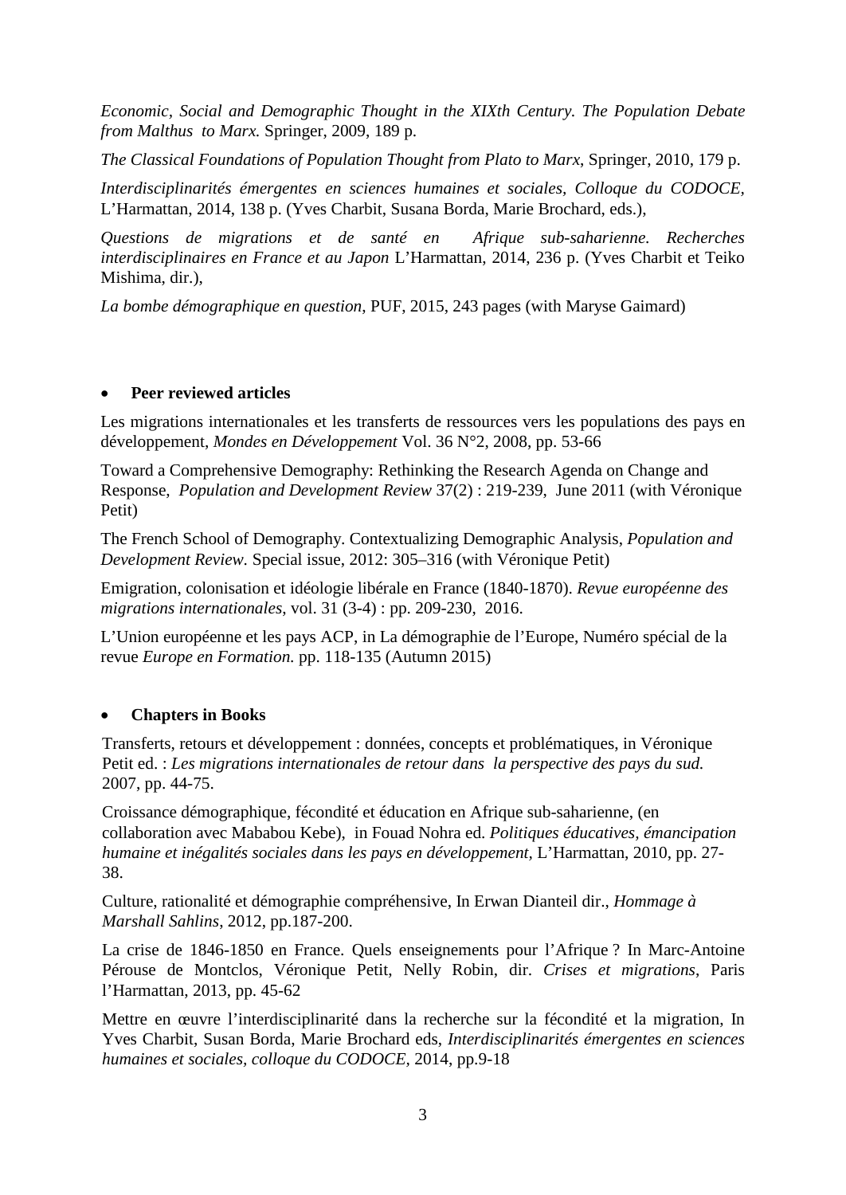*Economic, Social and Demographic Thought in the XIXth Century. The Population Debate from Malthus to Marx.* Springer, 2009, 189 p.

*The Classical Foundations of Population Thought from Plato to Marx*, Springer, 2010, 179 p.

*Interdisciplinarités émergentes en sciences humaines et sociales, Colloque du CODOCE,* L'Harmattan, 2014, 138 p. (Yves Charbit, Susana Borda, Marie Brochard, eds.),

*Questions de migrations et de santé en Afrique sub-saharienne. Recherches interdisciplinaires en France et au Japon* L'Harmattan, 2014, 236 p. (Yves Charbit et Teiko Mishima, dir.),

*La bombe démographique en question*, PUF, 2015, 243 pages (with Maryse Gaimard)

- **Peer reviewed articles**

Les migrations internationales et les transferts de ressources vers les populations des pays en développement, *Mondes en Développement* Vol. 36 N°2, 2008, pp. 53-66

Toward a Comprehensive Demography: Rethinking the Research Agenda on Change and Response, *Population and Development Review* 37(2) : 219-239, June 2011 (with Véronique Petit)

The French School of Demography. Contextualizing Demographic Analysis, *Population and Development Review.* Special issue, 2012: 305–316 (with Véronique Petit)

Emigration, colonisation et idéologie libérale en France (1840-1870). *Revue européenne des migrations internationales*, vol. 31 (3-4) : pp. 209-230, 2016.

L'Union européenne et les pays ACP, in La démographie de l'Europe, Numéro spécial de la revue *Europe en Formation.* pp. 118-135 (Autumn 2015)

- **Chapters in Books**

Transferts, retours et développement : données, concepts et problématiques, in Véronique Petit ed. : *Les migrations internationales de retour dans la perspective des pays du sud.* 2007, pp. 44-75.

Croissance démographique, fécondité et éducation en Afrique sub-saharienne, (en collaboration avec Mababou Kebe), in Fouad Nohra ed. *Politiques éducatives, émancipation humaine et inégalités sociales dans les pays en développement*, L'Harmattan, 2010, pp. 27-38.

Culture, rationalité et démographie compréhensive, In Erwan Dianteil dir., *Hommage à Marshall Sahlins*, 2012, pp.187-200.

La crise de 1846-1850 en France. Quels enseignements pour l'Afrique ? In Marc-Antoine Pérouse de Montclos, Véronique Petit, Nelly Robin, dir. *Crises et migrations*, Paris l'Harmattan, 2013, pp. 45-62

Mettre en œuvre l'interdisciplinarité dans la recherche sur la fécondité et la migration, In Yves Charbit, Susan Borda, Marie Brochard eds, *Interdisciplinarités émergentes en sciences humaines et sociales, colloque du CODOCE,* 2014, pp.9-18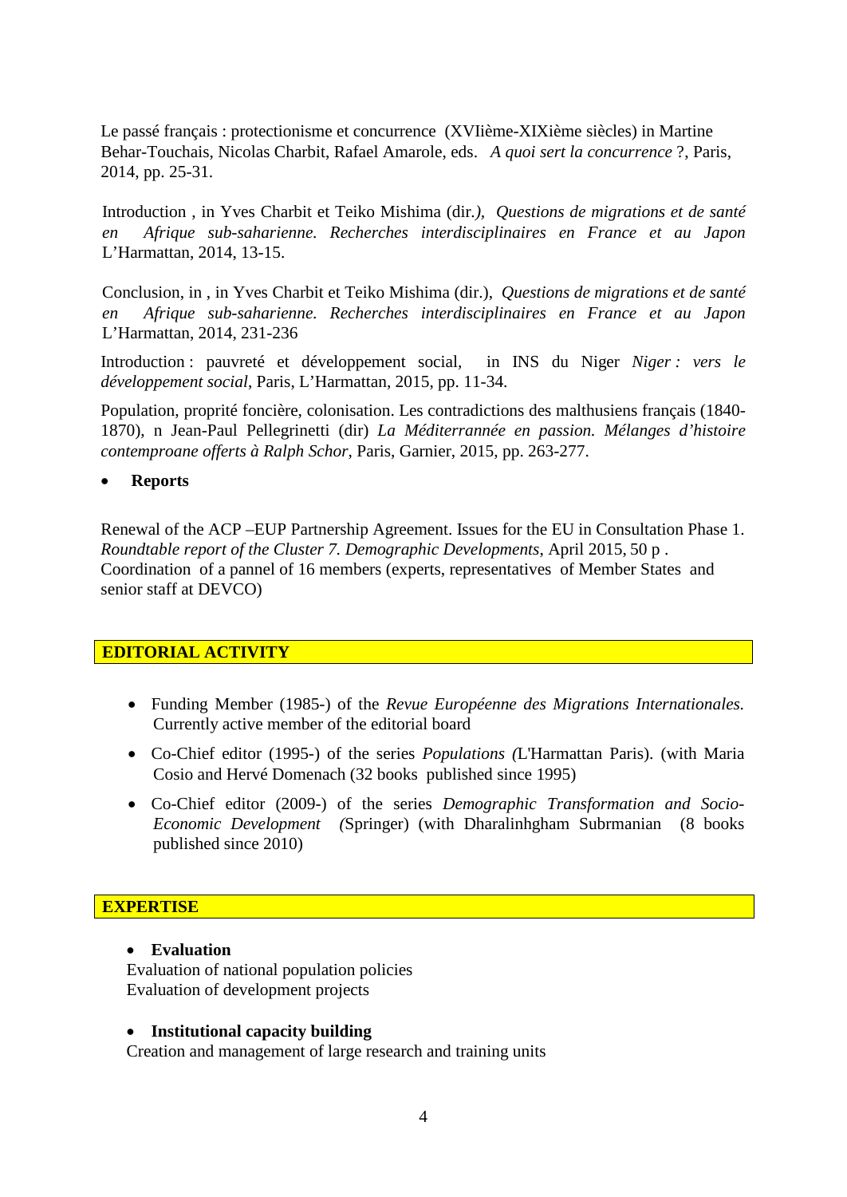Le passé français : protectionisme et concurrence (XVIième-XIXième siècles) in Martine Behar-Touchais, Nicolas Charbit, Rafael Amarole, eds. *A quoi sert la concurrence* ?, Paris, 2014, pp. 25-31.

Introduction , in Yves Charbit et Teiko Mishima (dir.*),* *Questions de migrations et de santé en Afrique sub-saharienne. Recherches interdisciplinaires en France et au Japon* L'Harmattan, 2014, 13-15.

Conclusion, in , in Yves Charbit et Teiko Mishima (dir.), *Questions de migrations et de santé en Afrique sub-saharienne. Recherches interdisciplinaires en France et au Japon* L'Harmattan, 2014, 231-236

Introduction : pauvreté et développement social, in INS du Niger *Niger : vers le développement social*, Paris, L'Harmattan, 2015, pp. 11-34.

Population, proprité foncière, colonisation. Les contradictions des malthusiens français (1840-1870), n Jean-Paul Pellegrinetti (dir) *La Méditerrannée en passion. Mélanges d'histoire contemproane offerts à Ralph Schor*, Paris, Garnier, 2015, pp. 263-277.

- **Reports**

Renewal of the ACP –EUP Partnership Agreement. Issues for the EU in Consultation Phase 1. *Roundtable report of the Cluster 7. Demographic Developments*, April 2015, 50 p .
Coordination of a pannel of 16 members (experts, representatives of Member States and senior staff at DEVCO)

## EDITORIAL ACTIVITY

- Funding Member (1985-) of the *Revue Européenne des Migrations Internationales.* Currently active member of the editorial board
- Co-Chief editor (1995-) of the series *Populations (*L'Harmattan Paris). (with Maria Cosio and Hervé Domenach (32 books published since 1995)
- Co-Chief editor (2009-) of the series *Demographic Transformation and Socio-Economic Development (*Springer) (with Dharalinhgham Subrmanian (8 books published since 2010)

## EXPERTISE

- **Evaluation**

Evaluation of national population policies
Evaluation of development projects

- **Institutional capacity building**

Creation and management of large research and training units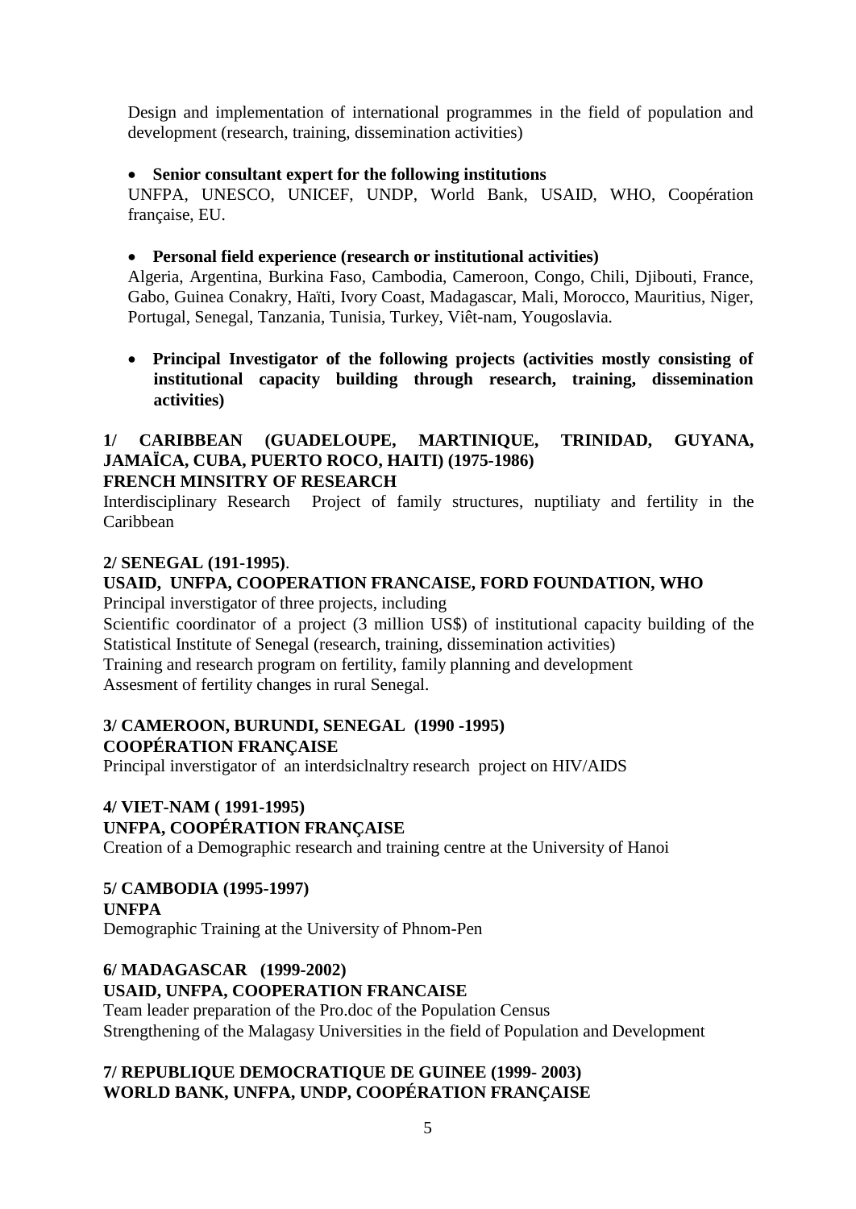Design and implementation of international programmes in the field of population and development (research, training, dissemination activities)

- **Senior consultant expert for the following institutions**

UNFPA, UNESCO, UNICEF, UNDP, World Bank, USAID, WHO, Coopération française, EU.

- **Personal field experience (research or institutional activities)**

Algeria, Argentina, Burkina Faso, Cambodia, Cameroon, Congo, Chili, Djibouti, France, Gabo, Guinea Conakry, Haïti, Ivory Coast, Madagascar, Mali, Morocco, Mauritius, Niger, Portugal, Senegal, Tanzania, Tunisia, Turkey, Viêt-nam, Yougoslavia.

- **Principal Investigator of the following projects (activities mostly consisting of institutional capacity building through research, training, dissemination activities)**

**1/ CARIBBEAN (GUADELOUPE, MARTINIQUE, TRINIDAD, GUYANA, JAMAÏCA, CUBA, PUERTO ROCO, HAITI) (1975-1986)**
**FRENCH MINSITRY OF RESEARCH**

Interdisciplinary Research Project of family structures, nuptiliaty and fertility in the Caribbean

**2/ SENEGAL (191-1995)**.
**USAID, UNFPA, COOPERATION FRANCAISE, FORD FOUNDATION, WHO**

Principal inverstigator of three projects, including
Scientific coordinator of a project (3 million US$) of institutional capacity building of the Statistical Institute of Senegal (research, training, dissemination activities)
Training and research program on fertility, family planning and development
Assesment of fertility changes in rural Senegal.

**3/ CAMEROON, BURUNDI, SENEGAL (1990 -1995)**
**COOPÉRATION FRANÇAISE**

Principal inverstigator of an interdsiclnaltry research project on HIV/AIDS

**4/ VIET-NAM ( 1991-1995)**
**UNFPA, COOPÉRATION FRANÇAISE**

Creation of a Demographic research and training centre at the University of Hanoi

**5/ CAMBODIA (1995-1997)**
**UNFPA**

Demographic Training at the University of Phnom-Pen

**6/ MADAGASCAR (1999-2002)**
**USAID, UNFPA, COOPERATION FRANCAISE**

Team leader preparation of the Pro.doc of the Population Census
Strengthening of the Malagasy Universities in the field of Population and Development

**7/ REPUBLIQUE DEMOCRATIQUE DE GUINEE (1999- 2003)**
**WORLD BANK, UNFPA, UNDP, COOPÉRATION FRANÇAISE**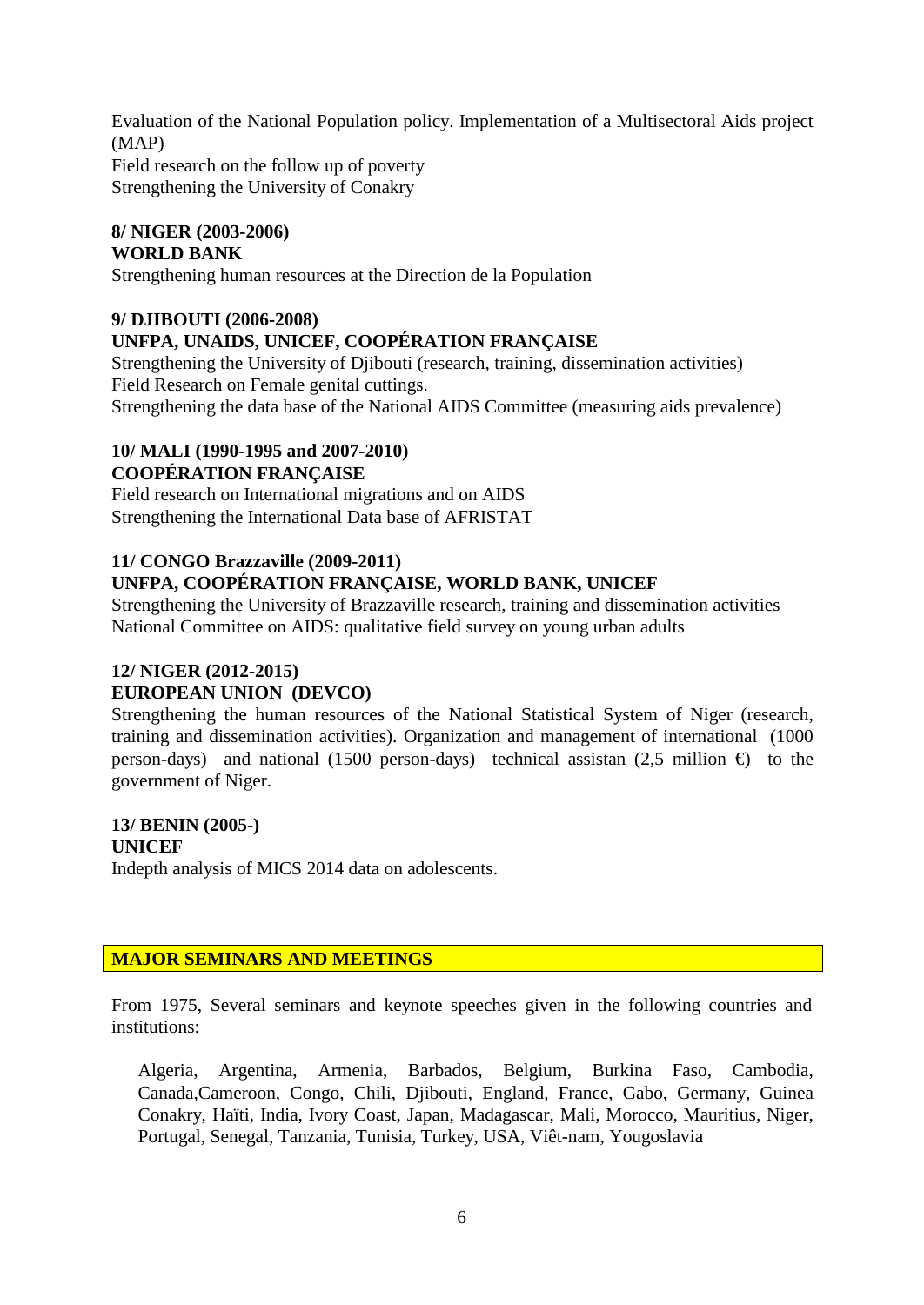Evaluation of the National Population policy. Implementation of a Multisectoral Aids project (MAP)
Field research on the follow up of poverty
Strengthening the University of Conakry

**8/ NIGER (2003-2006)**
**WORLD BANK**
Strengthening human resources at the Direction de la Population

**9/ DJIBOUTI (2006-2008)**
**UNFPA, UNAIDS, UNICEF, COOPÉRATION FRANÇAISE**
Strengthening the University of Djibouti (research, training, dissemination activities)
Field Research on Female genital cuttings.
Strengthening the data base of the National AIDS Committee (measuring aids prevalence)

**10/ MALI (1990-1995 and 2007-2010)**
**COOPÉRATION FRANÇAISE**
Field research on International migrations and on AIDS
Strengthening the International Data base of AFRISTAT

**11/ CONGO Brazzaville (2009-2011)**
**UNFPA, COOPÉRATION FRANÇAISE, WORLD BANK, UNICEF**
Strengthening the University of Brazzaville research, training and dissemination activities
National Committee on AIDS: qualitative field survey on young urban adults

**12/ NIGER (2012-2015)**
**EUROPEAN UNION (DEVCO)**
Strengthening the human resources of the National Statistical System of Niger (research, training and dissemination activities). Organization and management of international (1000 person-days) and national (1500 person-days) technical assistan (2,5 million €) to the government of Niger.

**13/ BENIN (2005-)**
**UNICEF**
Indepth analysis of MICS 2014 data on adolescents.

## MAJOR SEMINARS AND MEETINGS

From 1975, Several seminars and keynote speeches given in the following countries and institutions:

Algeria, Argentina, Armenia, Barbados, Belgium, Burkina Faso, Cambodia, Canada,Cameroon, Congo, Chili, Djibouti, England, France, Gabo, Germany, Guinea Conakry, Haïti, India, Ivory Coast, Japan, Madagascar, Mali, Morocco, Mauritius, Niger, Portugal, Senegal, Tanzania, Tunisia, Turkey, USA, Viêt-nam, Yougoslavia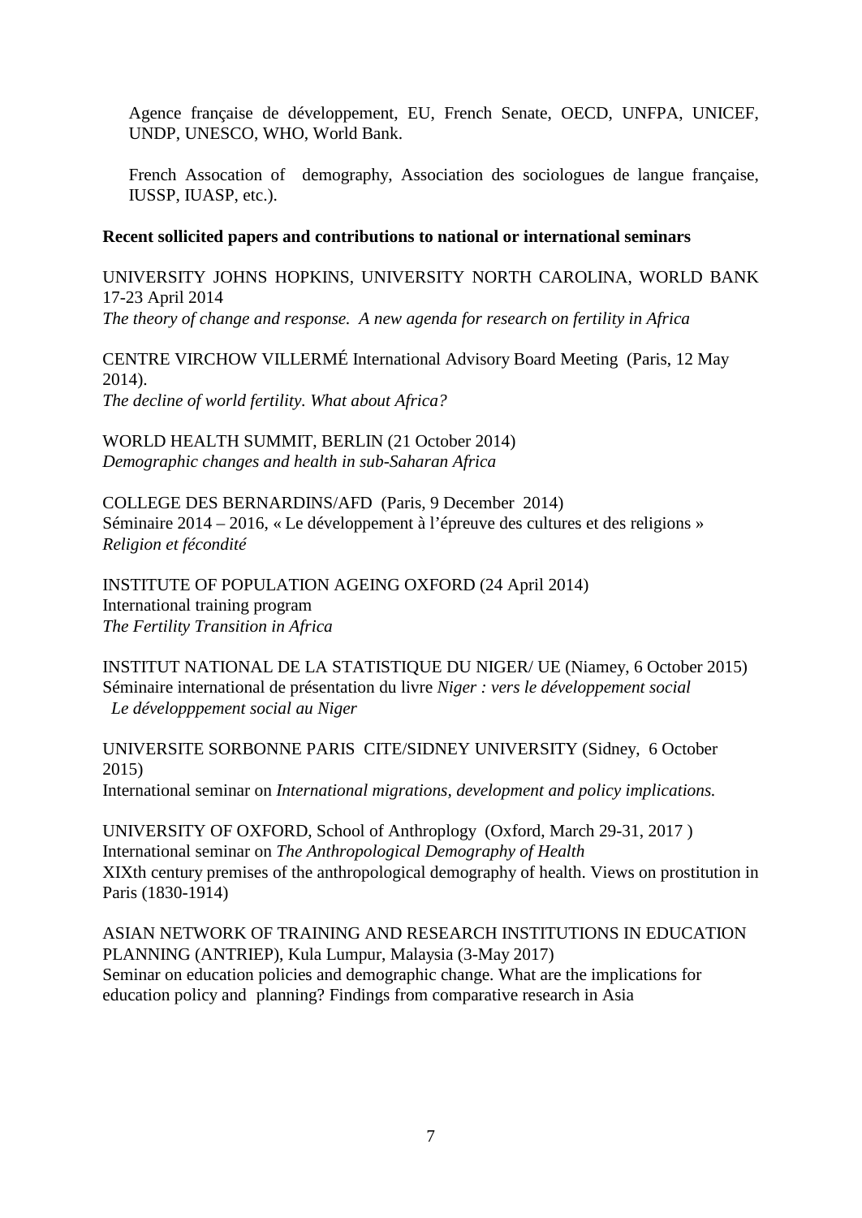Agence française de développement, EU, French Senate, OECD, UNFPA, UNICEF, UNDP, UNESCO, WHO, World Bank.

French Assocation of demography, Association des sociologues de langue française, IUSSP, IUASP, etc.).

**Recent sollicited papers and contributions to national or international seminars**

UNIVERSITY JOHNS HOPKINS, UNIVERSITY NORTH CAROLINA, WORLD BANK 17-23 April 2014
*The theory of change and response. A new agenda for research on fertility in Africa*

CENTRE VIRCHOW VILLERMÉ International Advisory Board Meeting (Paris, 12 May 2014).
*The decline of world fertility. What about Africa?*

WORLD HEALTH SUMMIT, BERLIN (21 October 2014)
*Demographic changes and health in sub-Saharan Africa*

COLLEGE DES BERNARDINS/AFD (Paris, 9 December 2014)
Séminaire 2014 – 2016, « Le développement à l'épreuve des cultures et des religions »
*Religion et fécondité*

INSTITUTE OF POPULATION AGEING OXFORD (24 April 2014)
International training program
*The Fertility Transition in Africa*

INSTITUT NATIONAL DE LA STATISTIQUE DU NIGER/ UE (Niamey, 6 October 2015)
Séminaire international de présentation du livre *Niger : vers le développement social*
*Le développpement social au Niger*

UNIVERSITE SORBONNE PARIS CITE/SIDNEY UNIVERSITY (Sidney, 6 October 2015)
International seminar on *International migrations, development and policy implications.*

UNIVERSITY OF OXFORD, School of Anthroplogy (Oxford, March 29-31, 2017 )
International seminar on *The Anthropological Demography of Health*
XIXth century premises of the anthropological demography of health. Views on prostitution in Paris (1830-1914)

ASIAN NETWORK OF TRAINING AND RESEARCH INSTITUTIONS IN EDUCATION PLANNING (ANTRIEP), Kula Lumpur, Malaysia (3-May 2017)
Seminar on education policies and demographic change. What are the implications for education policy and planning? Findings from comparative research in Asia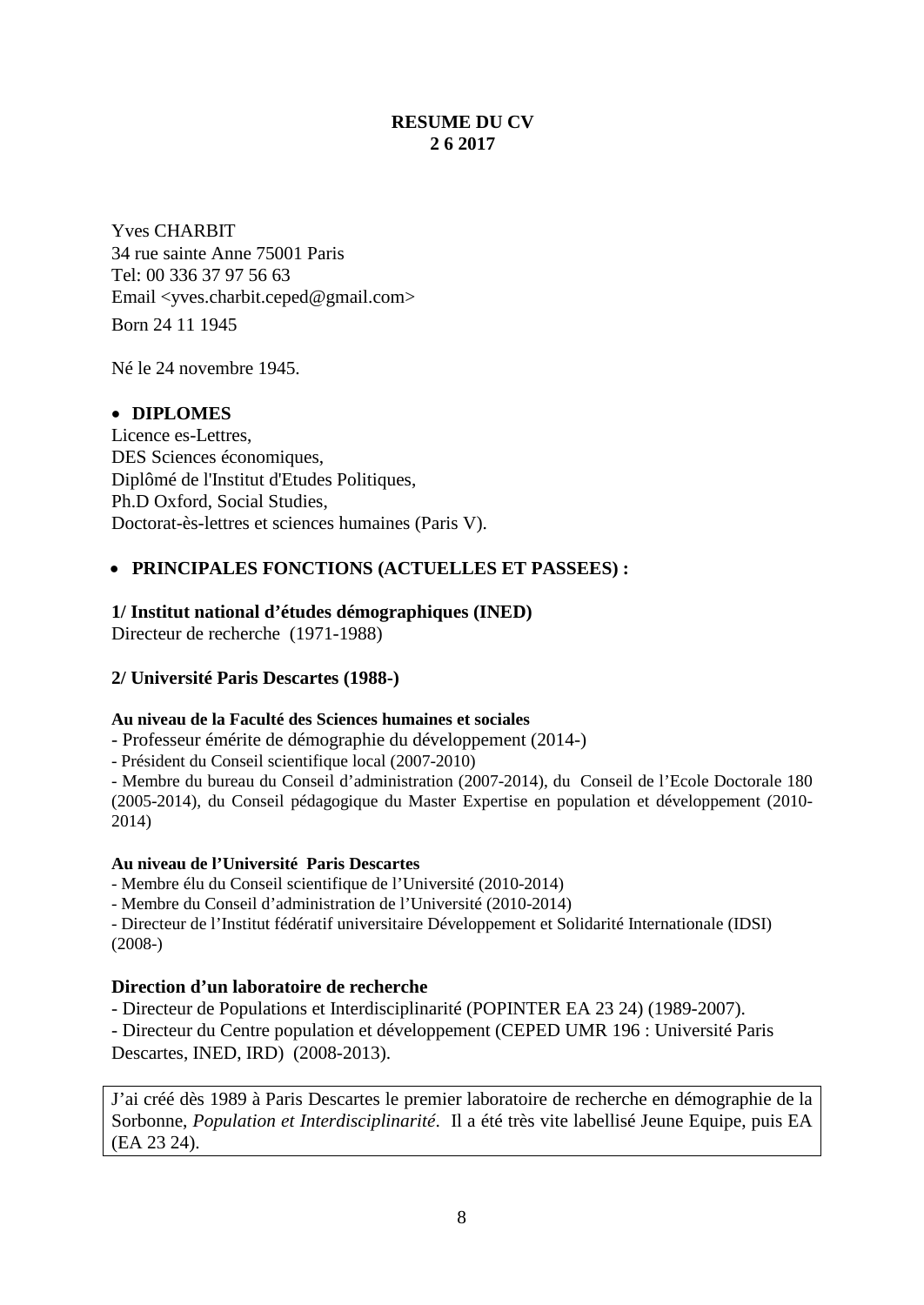**RESUME DU CV**
**2 6 2017**

Yves CHARBIT
34 rue sainte Anne 75001 Paris
Tel: 00 336 37 97 56 63
Email <yves.charbit.ceped@gmail.com>
Born 24 11 1945

Né le 24 novembre 1945.

- **DIPLOMES**

Licence es-Lettres,
DES Sciences économiques,
Diplômé de l'Institut d'Etudes Politiques,
Ph.D Oxford, Social Studies,
Doctorat-ès-lettres et sciences humaines (Paris V).

- **PRINCIPALES FONCTIONS (ACTUELLES ET PASSEES) :**

**1/ Institut national d'études démographiques (INED)**
Directeur de recherche (1971-1988)

**2/ Université Paris Descartes (1988-)**

**Au niveau de la Faculté des Sciences humaines et sociales**

- Professeur émérite de démographie du développement (2014-)
- Président du Conseil scientifique local (2007-2010)
- Membre du bureau du Conseil d'administration (2007-2014), du Conseil de l'Ecole Doctorale 180 (2005-2014), du Conseil pédagogique du Master Expertise en population et développement (2010-2014)

**Au niveau de l'Université Paris Descartes**

- Membre élu du Conseil scientifique de l'Université (2010-2014)
- Membre du Conseil d'administration de l'Université (2010-2014)
- Directeur de l'Institut fédératif universitaire Développement et Solidarité Internationale (IDSI) (2008-)

**Direction d'un laboratoire de recherche**

- Directeur de Populations et Interdisciplinarité (POPINTER EA 23 24) (1989-2007).
- Directeur du Centre population et développement (CEPED UMR 196 : Université Paris Descartes, INED, IRD) (2008-2013).

J'ai créé dès 1989 à Paris Descartes le premier laboratoire de recherche en démographie de la Sorbonne, *Population et Interdisciplinarité*. Il a été très vite labellisé Jeune Equipe, puis EA (EA 23 24).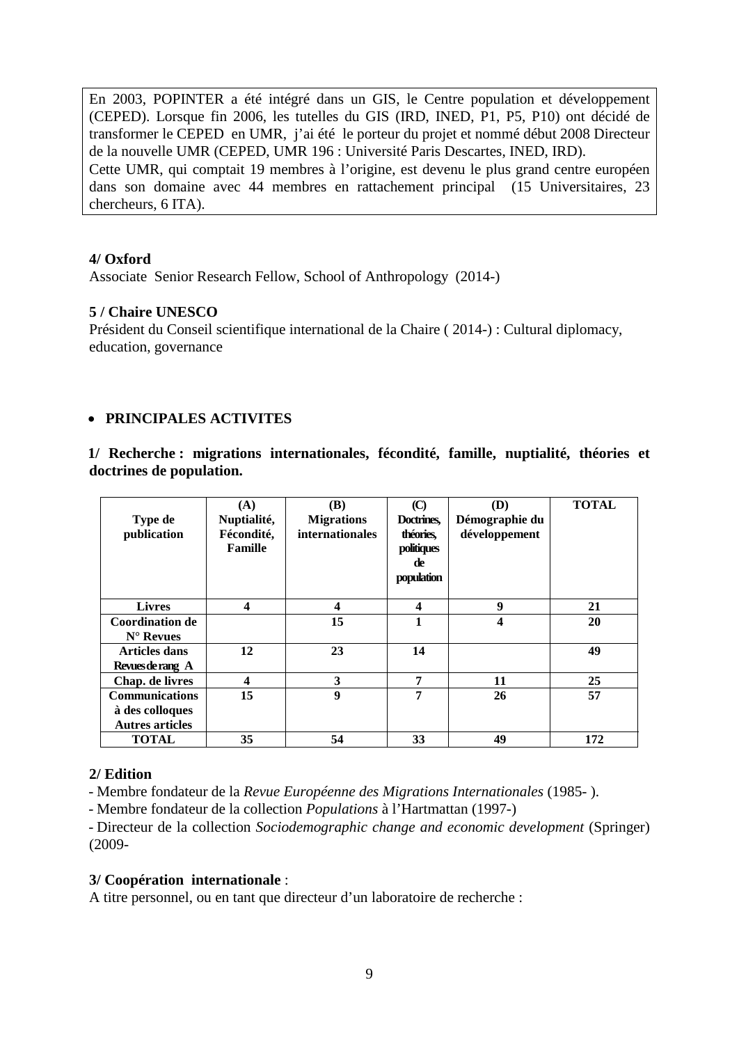En 2003, POPINTER a été intégré dans un GIS, le Centre population et développement (CEPED). Lorsque fin 2006, les tutelles du GIS (IRD, INED, P1, P5, P10) ont décidé de transformer le CEPED en UMR, j'ai été le porteur du projet et nommé début 2008 Directeur de la nouvelle UMR (CEPED, UMR 196 : Université Paris Descartes, INED, IRD).
Cette UMR, qui comptait 19 membres à l'origine, est devenu le plus grand centre européen dans son domaine avec 44 membres en rattachement principal (15 Universitaires, 23 chercheurs, 6 ITA).

**4/ Oxford**
Associate Senior Research Fellow, School of Anthropology (2014-)

**5 / Chaire UNESCO**
Président du Conseil scientifique international de la Chaire ( 2014-) : Cultural diplomacy, education, governance

- **PRINCIPALES ACTIVITES**

**1/ Recherche : migrations internationales, fécondité, famille, nuptialité, théories et doctrines de population.**

| Type de publication | (A) Nuptialité, Fécondité, Famille | (B) Migrations internationales | (C) Doctrines, théories, politiques de population | (D) Démographie du développement | TOTAL |
|---|---|---|---|---|---|
| Livres | 4 | 4 | 4 | 9 | 21 |
| Coordination de N° Revues | | 15 | 1 | 4 | 20 |
| Articles dans Revues de rang A | 12 | 23 | 14 | | 49 |
| Chap. de livres | 4 | 3 | 7 | 11 | 25 |
| Communications à des colloques Autres articles | 15 | 9 | 7 | 26 | 57 |
| TOTAL | 35 | 54 | 33 | 49 | 172 |

**2/ Edition**
- Membre fondateur de la *Revue Européenne des Migrations Internationales* (1985- ).
- Membre fondateur de la collection *Populations* à l'Hartmattan (1997-)
- Directeur de la collection *Sociodemographic change and economic development* (Springer) (2009-

**3/ Coopération internationale** :
A titre personnel, ou en tant que directeur d'un laboratoire de recherche :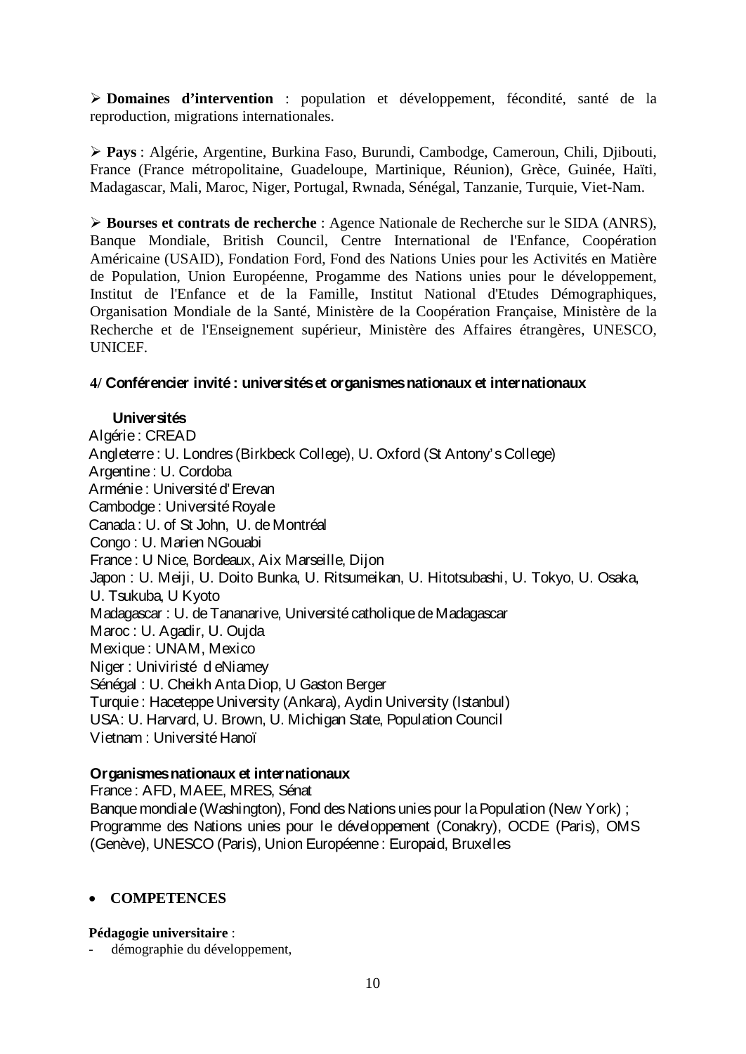- **Domaines d'intervention** : population et développement, fécondité, santé de la reproduction, migrations internationales.

- **Pays** : Algérie, Argentine, Burkina Faso, Burundi, Cambodge, Cameroun, Chili, Djibouti, France (France métropolitaine, Guadeloupe, Martinique, Réunion), Grèce, Guinée, Haïti, Madagascar, Mali, Maroc, Niger, Portugal, Rwnada, Sénégal, Tanzanie, Turquie, Viet-Nam.

- **Bourses et contrats de recherche** : Agence Nationale de Recherche sur le SIDA (ANRS), Banque Mondiale, British Council, Centre International de l'Enfance, Coopération Américaine (USAID), Fondation Ford, Fond des Nations Unies pour les Activités en Matière de Population, Union Européenne, Progamme des Nations unies pour le développement, Institut de l'Enfance et de la Famille, Institut National d'Etudes Démographiques, Organisation Mondiale de la Santé, Ministère de la Coopération Française, Ministère de la Recherche et de l'Enseignement supérieur, Ministère des Affaires étrangères, UNESCO, UNICEF.

**4/ Conférencier invité : universités et organismes nationaux et internationaux**

**Universités**

Algérie : CREAD
Angleterre : U. Londres (Birkbeck College), U. Oxford (St Antony's College)
Argentine : U. Cordoba
Arménie : Université d'Erevan
Cambodge : Université Royale
Canada : U. of St John, U. de Montréal
Congo : U. Marien NGouabi
France : U Nice, Bordeaux, Aix Marseille, Dijon
Japon : U. Meiji, U. Doito Bunka, U. Ritsumeikan, U. Hitotsubashi, U. Tokyo, U. Osaka, U. Tsukuba, U Kyoto
Madagascar : U. de Tananarive, Université catholique de Madagascar
Maroc : U. Agadir, U. Oujda
Mexique : UNAM, Mexico
Niger : Univiristé d eNiamey
Sénégal : U. Cheikh Anta Diop, U Gaston Berger
Turquie : Haceteppe University (Ankara), Aydin University (Istanbul)
USA: U. Harvard, U. Brown, U. Michigan State, Population Council
Vietnam : Université Hanoï

**Organismes nationaux et internationaux**

France : AFD, MAEE, MRES, Sénat
Banque mondiale (Washington), Fond des Nations unies pour la Population (New York) ; Programme des Nations unies pour le développement (Conakry), OCDE (Paris), OMS (Genève), UNESCO (Paris), Union Européenne : Europaid, Bruxelles

- **COMPETENCES**

**Pédagogie universitaire** :

- démographie du développement,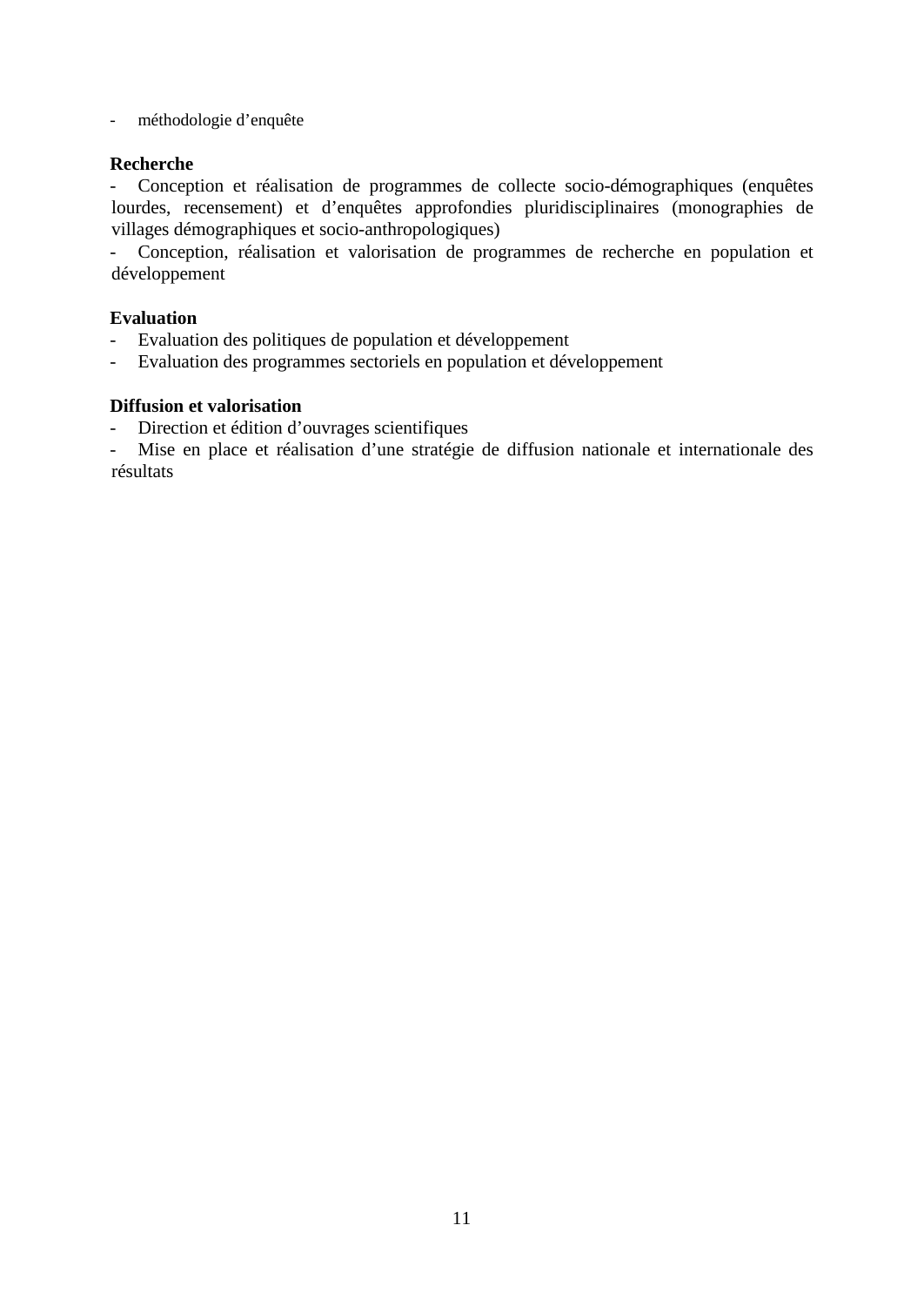- méthodologie d'enquête

**Recherche**

- Conception et réalisation de programmes de collecte socio-démographiques (enquêtes lourdes, recensement) et d'enquêtes approfondies pluridisciplinaires (monographies de villages démographiques et socio-anthropologiques)
- Conception, réalisation et valorisation de programmes de recherche en population et développement

**Evaluation**

- Evaluation des politiques de population et développement
- Evaluation des programmes sectoriels en population et développement

**Diffusion et valorisation**

- Direction et édition d'ouvrages scientifiques
- Mise en place et réalisation d'une stratégie de diffusion nationale et internationale des résultats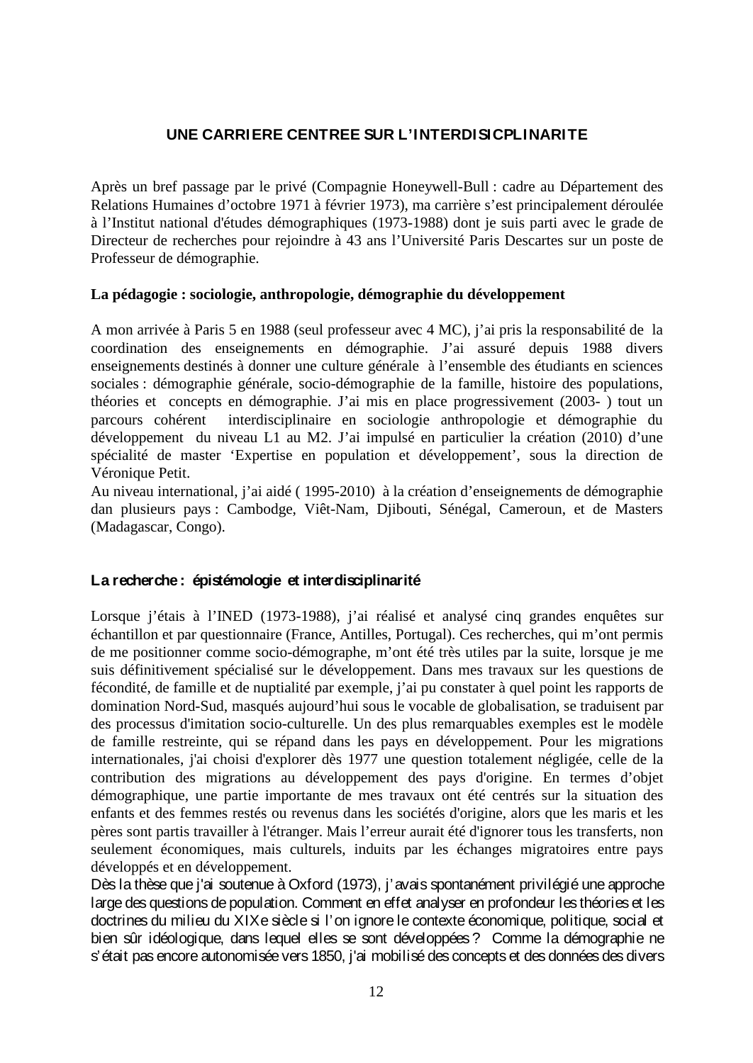## UNE CARRIERE CENTREE SUR L'INTERDISICPLINARITE

Après un bref passage par le privé (Compagnie Honeywell-Bull : cadre au Département des Relations Humaines d'octobre 1971 à février 1973), ma carrière s'est principalement déroulée à l'Institut national d'études démographiques (1973-1988) dont je suis parti avec le grade de Directeur de recherches pour rejoindre à 43 ans l'Université Paris Descartes sur un poste de Professeur de démographie.

### La pédagogie : sociologie, anthropologie, démographie du développement

A mon arrivée à Paris 5 en 1988 (seul professeur avec 4 MC), j'ai pris la responsabilité de la coordination des enseignements en démographie. J'ai assuré depuis 1988 divers enseignements destinés à donner une culture générale à l'ensemble des étudiants en sciences sociales : démographie générale, socio-démographie de la famille, histoire des populations, théories et concepts en démographie. J'ai mis en place progressivement (2003- ) tout un parcours cohérent interdisciplinaire en sociologie anthropologie et démographie du développement du niveau L1 au M2. J'ai impulsé en particulier la création (2010) d'une spécialité de master 'Expertise en population et développement', sous la direction de Véronique Petit.
Au niveau international, j'ai aidé ( 1995-2010) à la création d'enseignements de démographie dan plusieurs pays : Cambodge, Viêt-Nam, Djibouti, Sénégal, Cameroun, et de Masters (Madagascar, Congo).

### La recherche : épistémologie et interdisciplinarité

Lorsque j'étais à l'INED (1973-1988), j'ai réalisé et analysé cinq grandes enquêtes sur échantillon et par questionnaire (France, Antilles, Portugal). Ces recherches, qui m'ont permis de me positionner comme socio-démographe, m'ont été très utiles par la suite, lorsque je me suis définitivement spécialisé sur le développement. Dans mes travaux sur les questions de fécondité, de famille et de nuptialité par exemple, j'ai pu constater à quel point les rapports de domination Nord-Sud, masqués aujourd'hui sous le vocable de globalisation, se traduisent par des processus d'imitation socio-culturelle. Un des plus remarquables exemples est le modèle de famille restreinte, qui se répand dans les pays en développement. Pour les migrations internationales, j'ai choisi d'explorer dès 1977 une question totalement négligée, celle de la contribution des migrations au développement des pays d'origine. En termes d'objet démographique, une partie importante de mes travaux ont été centrés sur la situation des enfants et des femmes restés ou revenus dans les sociétés d'origine, alors que les maris et les pères sont partis travailler à l'étranger. Mais l'erreur aurait été d'ignorer tous les transferts, non seulement économiques, mais culturels, induits par les échanges migratoires entre pays développés et en développement.
Dès la thèse que j'ai soutenue à Oxford (1973), j'avais spontanément privilégié une approche large des questions de population. Comment en effet analyser en profondeur les théories et les doctrines du milieu du XIXe siècle si l'on ignore le contexte économique, politique, social et bien sûr idéologique, dans lequel elles se sont développées ? Comme la démographie ne s'était pas encore autonomisée vers 1850, j'ai mobilisé des concepts et des données des divers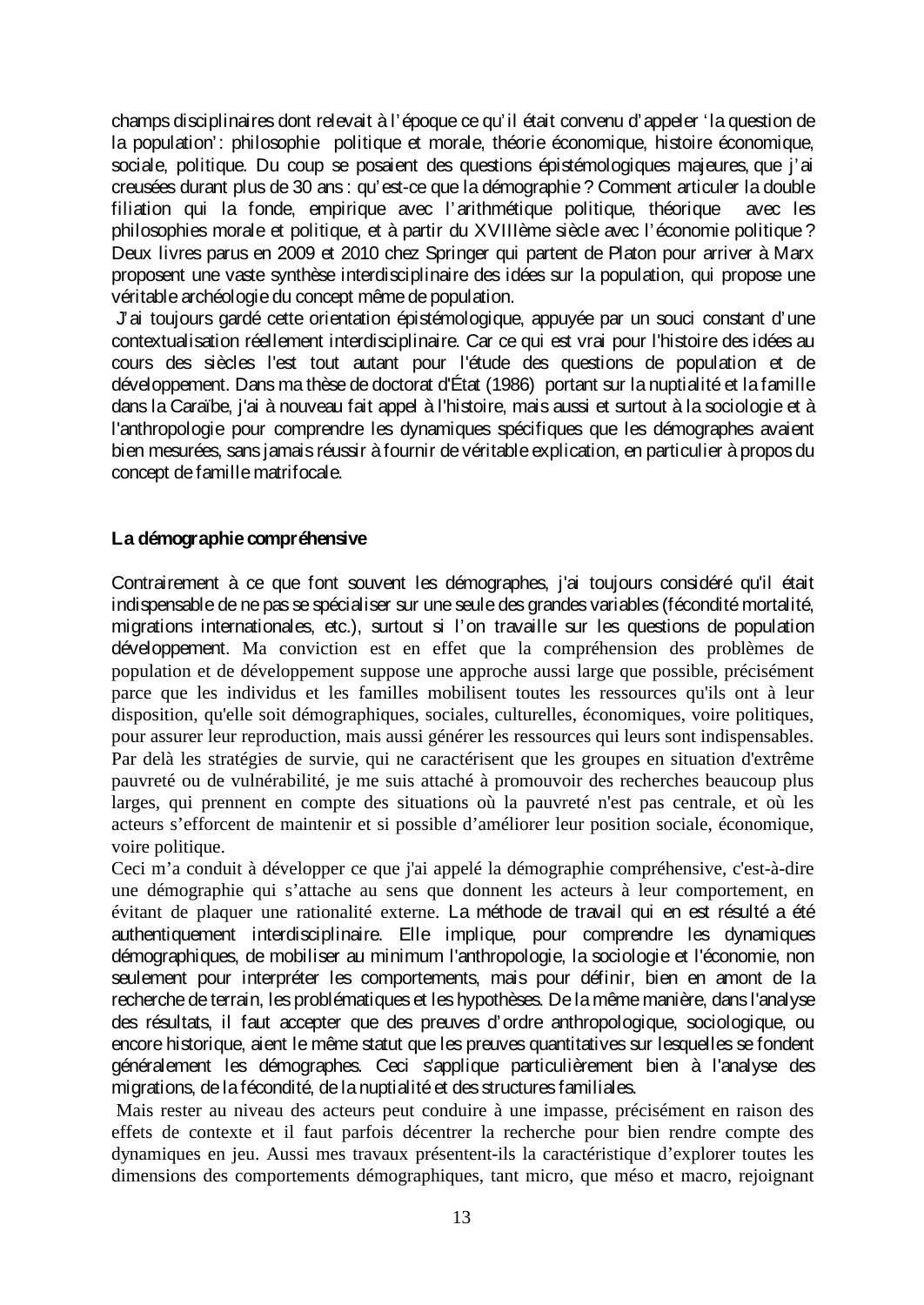champs disciplinaires dont relevait à l'époque ce qu'il était convenu d'appeler 'la question de la population' : philosophie politique et morale, théorie économique, histoire économique, sociale, politique. Du coup se posaient des questions épistémologiques majeures, que j'ai creusées durant plus de 30 ans : qu'est-ce que la démographie ? Comment articuler la double filiation qui la fonde, empirique avec l'arithmétique politique, théorique avec les philosophies morale et politique, et à partir du XVIIIème siècle avec l'économie politique ? Deux livres parus en 2009 et 2010 chez Springer qui partent de Platon pour arriver à Marx proposent une vaste synthèse interdisciplinaire des idées sur la population, qui propose une véritable archéologie du concept même de population.

J'ai toujours gardé cette orientation épistémologique, appuyée par un souci constant d'une contextualisation réellement interdisciplinaire. Car ce qui est vrai pour l'histoire des idées au cours des siècles l'est tout autant pour l'étude des questions de population et de développement. Dans ma thèse de doctorat d'État (1986) portant sur la nuptialité et la famille dans la Caraïbe, j'ai à nouveau fait appel à l'histoire, mais aussi et surtout à la sociologie et à l'anthropologie pour comprendre les dynamiques spécifiques que les démographes avaient bien mesurées, sans jamais réussir à fournir de véritable explication, en particulier à propos du concept de famille matrifocale.

**La démographie compréhensive**

Contrairement à ce que font souvent les démographes, j'ai toujours considéré qu'il était indispensable de ne pas se spécialiser sur une seule des grandes variables (fécondité mortalité, migrations internationales, etc.), surtout si l'on travaille sur les questions de population développement. Ma conviction est en effet que la compréhension des problèmes de population et de développement suppose une approche aussi large que possible, précisément parce que les individus et les familles mobilisent toutes les ressources qu'ils ont à leur disposition, qu'elle soit démographiques, sociales, culturelles, économiques, voire politiques, pour assurer leur reproduction, mais aussi générer les ressources qui leurs sont indispensables. Par delà les stratégies de survie, qui ne caractérisent que les groupes en situation d'extrême pauvreté ou de vulnérabilité, je me suis attaché à promouvoir des recherches beaucoup plus larges, qui prennent en compte des situations où la pauvreté n'est pas centrale, et où les acteurs s'efforcent de maintenir et si possible d'améliorer leur position sociale, économique, voire politique.

Ceci m'a conduit à développer ce que j'ai appelé la démographie compréhensive, c'est-à-dire une démographie qui s'attache au sens que donnent les acteurs à leur comportement, en évitant de plaquer une rationalité externe. La méthode de travail qui en est résulté a été authentiquement interdisciplinaire. Elle implique, pour comprendre les dynamiques démographiques, de mobiliser au minimum l'anthropologie, la sociologie et l'économie, non seulement pour interpréter les comportements, mais pour définir, bien en amont de la recherche de terrain, les problématiques et les hypothèses. De la même manière, dans l'analyse des résultats, il faut accepter que des preuves d'ordre anthropologique, sociologique, ou encore historique, aient le même statut que les preuves quantitatives sur lesquelles se fondent généralement les démographes. Ceci s'applique particulièrement bien à l'analyse des migrations, de la fécondité, de la nuptialité et des structures familiales.

Mais rester au niveau des acteurs peut conduire à une impasse, précisément en raison des effets de contexte et il faut parfois décentrer la recherche pour bien rendre compte des dynamiques en jeu. Aussi mes travaux présentent-ils la caractéristique d'explorer toutes les dimensions des comportements démographiques, tant micro, que méso et macro, rejoignant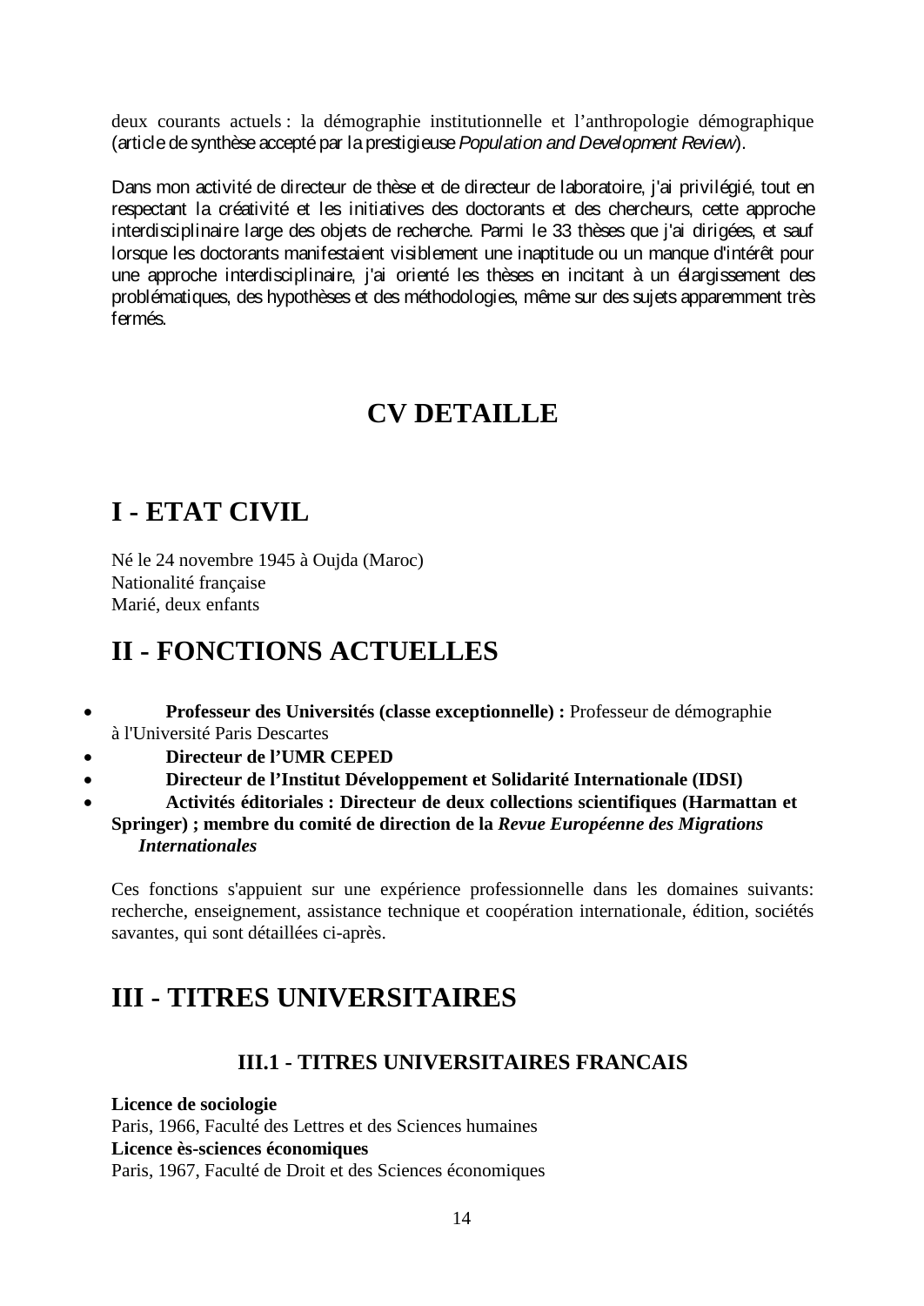deux courants actuels : la démographie institutionnelle et l'anthropologie démographique (article de synthèse accepté par la prestigieuse *Population and Development Review*).

Dans mon activité de directeur de thèse et de directeur de laboratoire, j'ai privilégié, tout en respectant la créativité et les initiatives des doctorants et des chercheurs, cette approche interdisciplinaire large des objets de recherche. Parmi le 33 thèses que j'ai dirigées, et sauf lorsque les doctorants manifestaient visiblement une inaptitude ou un manque d'intérêt pour une approche interdisciplinaire, j'ai orienté les thèses en incitant à un élargissement des problématiques, des hypothèses et des méthodologies, même sur des sujets apparemment très fermés.

# CV DETAILLE

## I - ETAT CIVIL

Né le 24 novembre 1945 à Oujda (Maroc)
Nationalité française
Marié, deux enfants

## II - FONCTIONS ACTUELLES

- **Professeur des Universités (classe exceptionnelle) :** Professeur de démographie à l'Université Paris Descartes
- **Directeur de l'UMR CEPED**
- **Directeur de l'Institut Développement et Solidarité Internationale (IDSI)**
- **Activités éditoriales : Directeur de deux collections scientifiques (Harmattan et Springer) ; membre du comité de direction de la *Revue Européenne des Migrations Internationales***

Ces fonctions s'appuient sur une expérience professionnelle dans les domaines suivants: recherche, enseignement, assistance technique et coopération internationale, édition, sociétés savantes, qui sont détaillées ci-après.

## III - TITRES UNIVERSITAIRES

### III.1 - TITRES UNIVERSITAIRES FRANCAIS

**Licence de sociologie**
Paris, 1966, Faculté des Lettres et des Sciences humaines
**Licence ès-sciences économiques**
Paris, 1967, Faculté de Droit et des Sciences économiques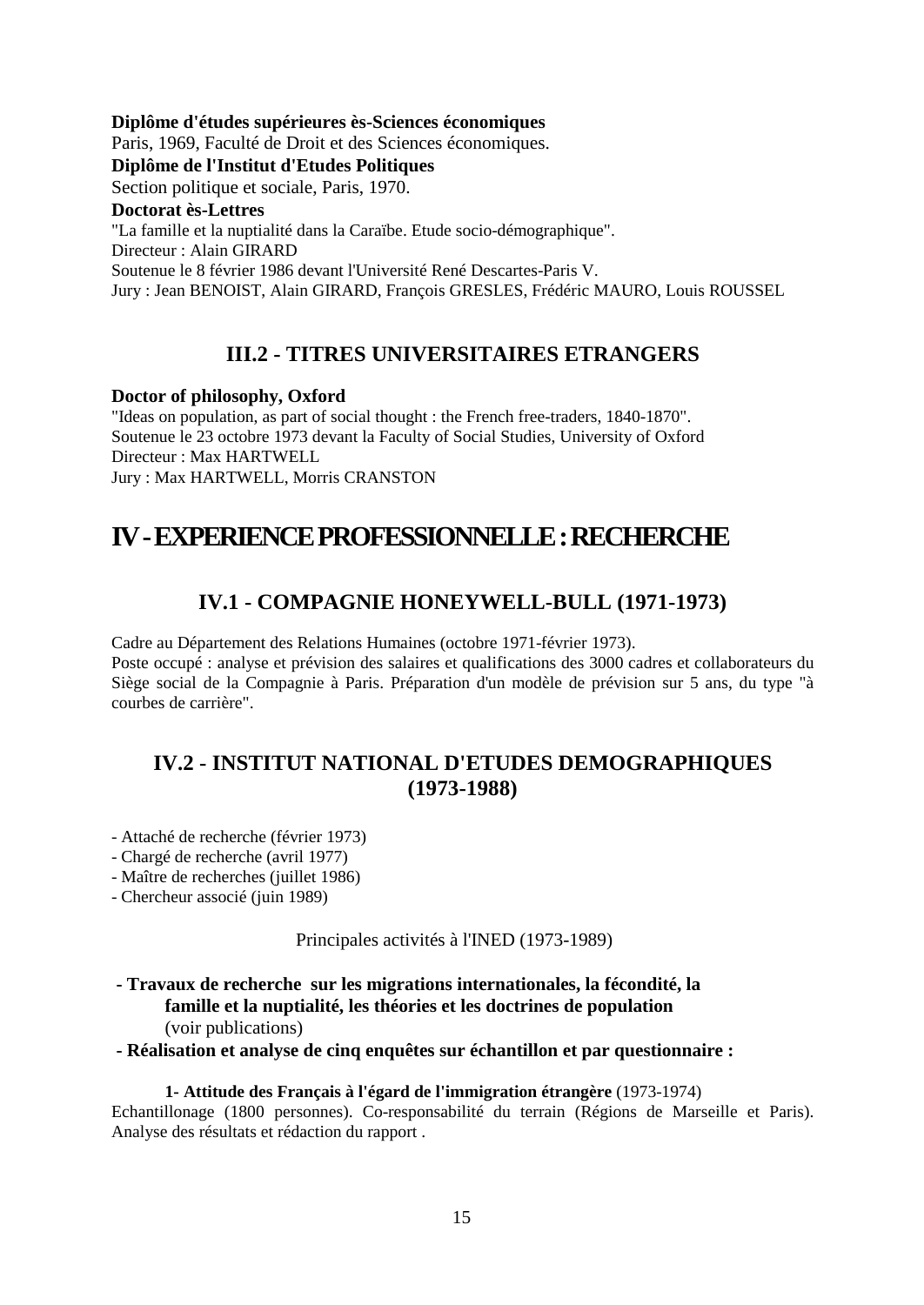**Diplôme d'études supérieures ès-Sciences économiques**
Paris, 1969, Faculté de Droit et des Sciences économiques.
**Diplôme de l'Institut d'Etudes Politiques**
Section politique et sociale, Paris, 1970.
**Doctorat ès-Lettres**
"La famille et la nuptialité dans la Caraïbe. Etude socio-démographique".
Directeur : Alain GIRARD
Soutenue le 8 février 1986 devant l'Université René Descartes-Paris V.
Jury : Jean BENOIST, Alain GIRARD, François GRESLES, Frédéric MAURO, Louis ROUSSEL

## III.2 - TITRES UNIVERSITAIRES ETRANGERS

**Doctor of philosophy, Oxford**
"Ideas on population, as part of social thought : the French free-traders, 1840-1870".
Soutenue le 23 octobre 1973 devant la Faculty of Social Studies, University of Oxford
Directeur : Max HARTWELL
Jury : Max HARTWELL, Morris CRANSTON

# IV - EXPERIENCE PROFESSIONNELLE : RECHERCHE

## IV.1 - COMPAGNIE HONEYWELL-BULL (1971-1973)

Cadre au Département des Relations Humaines (octobre 1971-février 1973).
Poste occupé : analyse et prévision des salaires et qualifications des 3000 cadres et collaborateurs du Siège social de la Compagnie à Paris. Préparation d'un modèle de prévision sur 5 ans, du type "à courbes de carrière".

## IV.2 - INSTITUT NATIONAL D'ETUDES DEMOGRAPHIQUES (1973-1988)

- Attaché de recherche (février 1973)
- Chargé de recherche (avril 1977)
- Maître de recherches (juillet 1986)
- Chercheur associé (juin 1989)

Principales activités à l'INED (1973-1989)

- **Travaux de recherche sur les migrations internationales, la fécondité, la famille et la nuptialité, les théories et les doctrines de population** (voir publications)
- **Réalisation et analyse de cinq enquêtes sur échantillon et par questionnaire :**

**1- Attitude des Français à l'égard de l'immigration étrangère** (1973-1974)
Echantillonage (1800 personnes). Co-responsabilité du terrain (Régions de Marseille et Paris). Analyse des résultats et rédaction du rapport .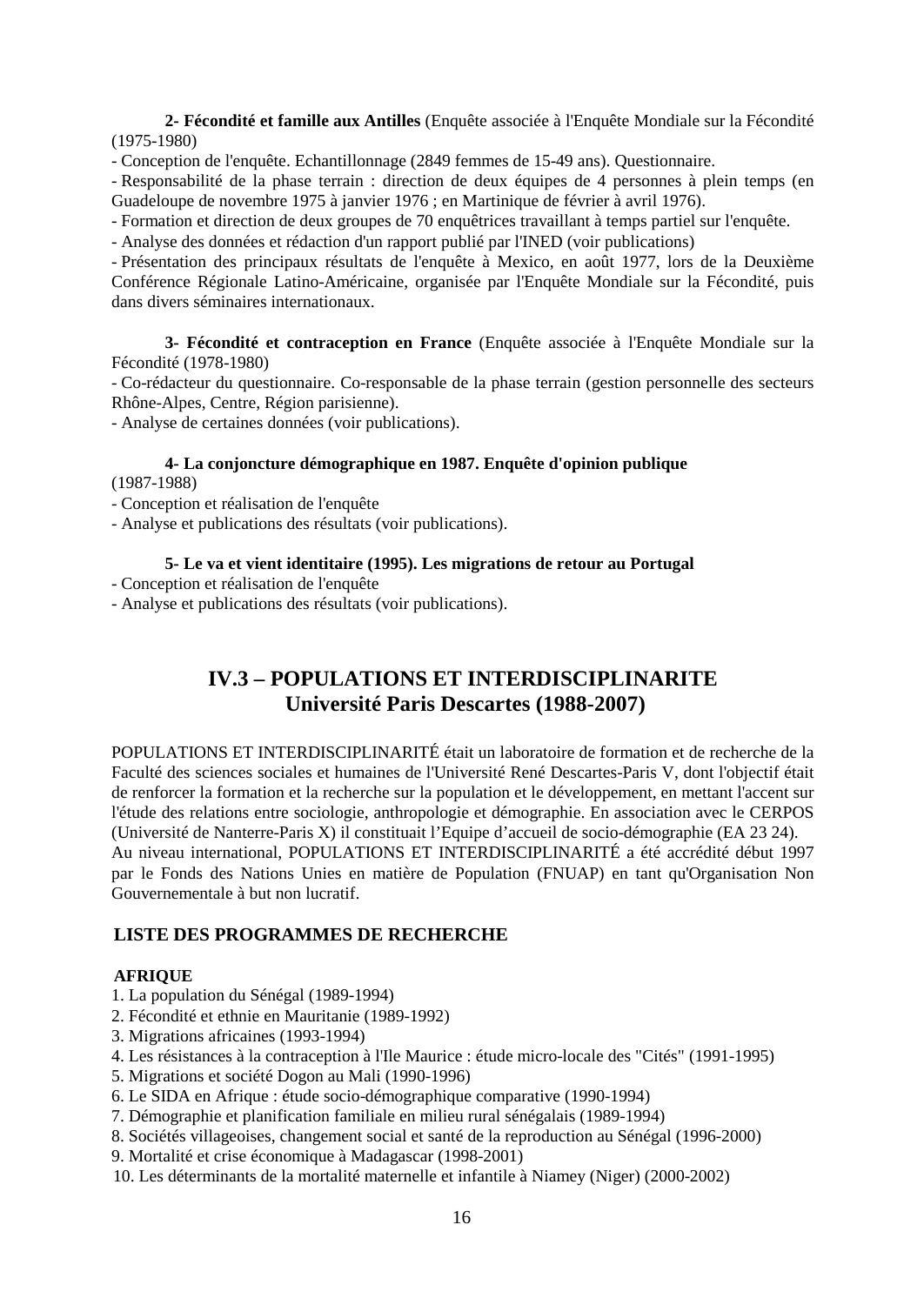**2- Fécondité et famille aux Antilles** (Enquête associée à l'Enquête Mondiale sur la Fécondité (1975-1980)

- Conception de l'enquête. Echantillonnage (2849 femmes de 15-49 ans). Questionnaire.
- Responsabilité de la phase terrain : direction de deux équipes de 4 personnes à plein temps (en Guadeloupe de novembre 1975 à janvier 1976 ; en Martinique de février à avril 1976).
- Formation et direction de deux groupes de 70 enquêtrices travaillant à temps partiel sur l'enquête.
- Analyse des données et rédaction d'un rapport publié par l'INED (voir publications)
- Présentation des principaux résultats de l'enquête à Mexico, en août 1977, lors de la Deuxième Conférence Régionale Latino-Américaine, organisée par l'Enquête Mondiale sur la Fécondité, puis dans divers séminaires internationaux.

**3- Fécondité et contraception en France** (Enquête associée à l'Enquête Mondiale sur la Fécondité (1978-1980)

- Co-rédacteur du questionnaire. Co-responsable de la phase terrain (gestion personnelle des secteurs Rhône-Alpes, Centre, Région parisienne).
- Analyse de certaines données (voir publications).

**4- La conjoncture démographique en 1987. Enquête d'opinion publique**
(1987-1988)

- Conception et réalisation de l'enquête
- Analyse et publications des résultats (voir publications).

**5- Le va et vient identitaire (1995). Les migrations de retour au Portugal**

- Conception et réalisation de l'enquête
- Analyse et publications des résultats (voir publications).

## IV.3 – POPULATIONS ET INTERDISCIPLINARITE
## Université Paris Descartes (1988-2007)

POPULATIONS ET INTERDISCIPLINARITÉ était un laboratoire de formation et de recherche de la Faculté des sciences sociales et humaines de l'Université René Descartes-Paris V, dont l'objectif était de renforcer la formation et la recherche sur la population et le développement, en mettant l'accent sur l'étude des relations entre sociologie, anthropologie et démographie. En association avec le CERPOS (Université de Nanterre-Paris X) il constituait l'Equipe d'accueil de socio-démographie (EA 23 24).
Au niveau international, POPULATIONS ET INTERDISCIPLINARITÉ a été accrédité début 1997 par le Fonds des Nations Unies en matière de Population (FNUAP) en tant qu'Organisation Non Gouvernementale à but non lucratif.

### LISTE DES PROGRAMMES DE RECHERCHE

**AFRIQUE**

1. La population du Sénégal (1989-1994)
2. Fécondité et ethnie en Mauritanie (1989-1992)
3. Migrations africaines (1993-1994)
4. Les résistances à la contraception à l'Ile Maurice : étude micro-locale des "Cités" (1991-1995)
5. Migrations et société Dogon au Mali (1990-1996)
6. Le SIDA en Afrique : étude socio-démographique comparative (1990-1994)
7. Démographie et planification familiale en milieu rural sénégalais (1989-1994)
8. Sociétés villageoises, changement social et santé de la reproduction au Sénégal (1996-2000)
9. Mortalité et crise économique à Madagascar (1998-2001)
10. Les déterminants de la mortalité maternelle et infantile à Niamey (Niger) (2000-2002)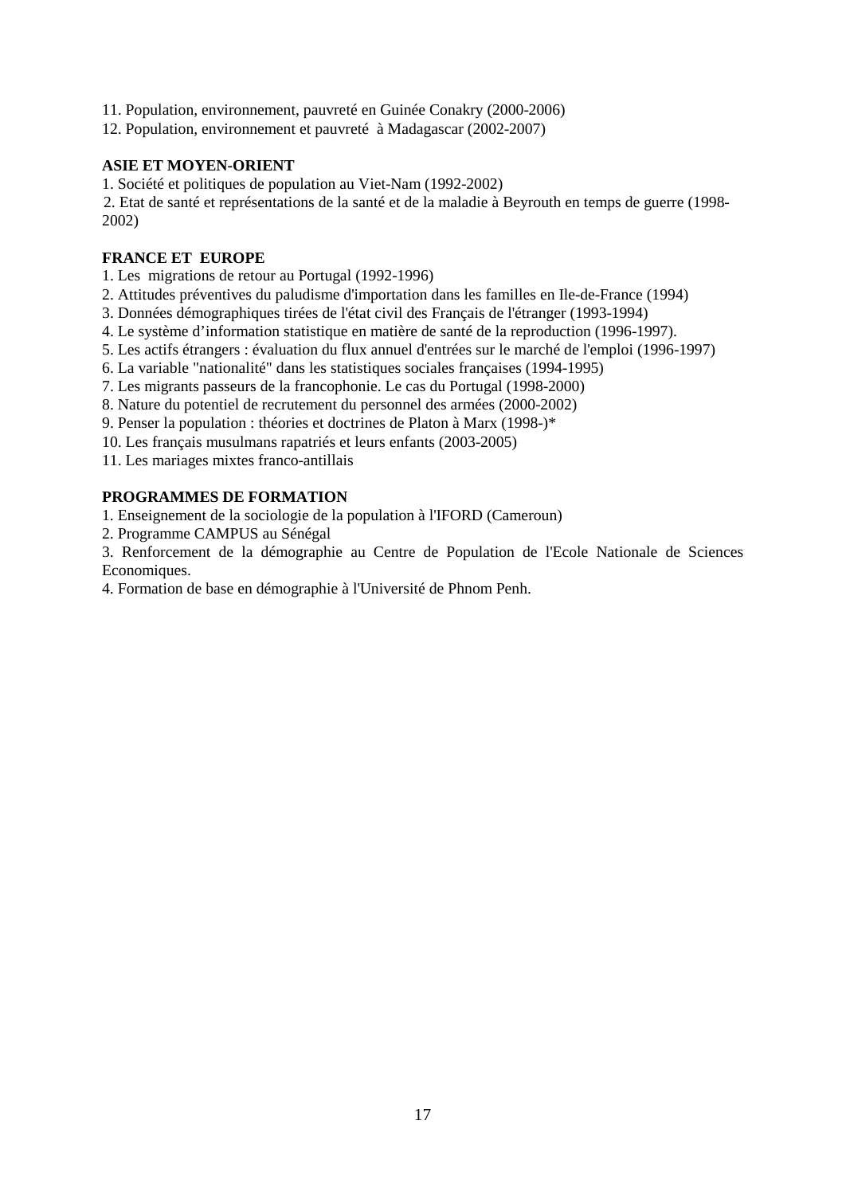11. Population, environnement, pauvreté en Guinée Conakry (2000-2006)
12. Population, environnement et pauvreté à Madagascar (2002-2007)

**ASIE ET MOYEN-ORIENT**

1. Société et politiques de population au Viet-Nam (1992-2002)
2. Etat de santé et représentations de la santé et de la maladie à Beyrouth en temps de guerre (1998-2002)

**FRANCE ET EUROPE**

1. Les migrations de retour au Portugal (1992-1996)
2. Attitudes préventives du paludisme d'importation dans les familles en Ile-de-France (1994)
3. Données démographiques tirées de l'état civil des Français de l'étranger (1993-1994)
4. Le système d'information statistique en matière de santé de la reproduction (1996-1997).
5. Les actifs étrangers : évaluation du flux annuel d'entrées sur le marché de l'emploi (1996-1997)
6. La variable "nationalité" dans les statistiques sociales françaises (1994-1995)
7. Les migrants passeurs de la francophonie. Le cas du Portugal (1998-2000)
8. Nature du potentiel de recrutement du personnel des armées (2000-2002)
9. Penser la population : théories et doctrines de Platon à Marx (1998-)*
10. Les français musulmans rapatriés et leurs enfants (2003-2005)
11. Les mariages mixtes franco-antillais

**PROGRAMMES DE FORMATION**

1. Enseignement de la sociologie de la population à l'IFORD (Cameroun)
2. Programme CAMPUS au Sénégal
3. Renforcement de la démographie au Centre de Population de l'Ecole Nationale de Sciences Economiques.
4. Formation de base en démographie à l'Université de Phnom Penh.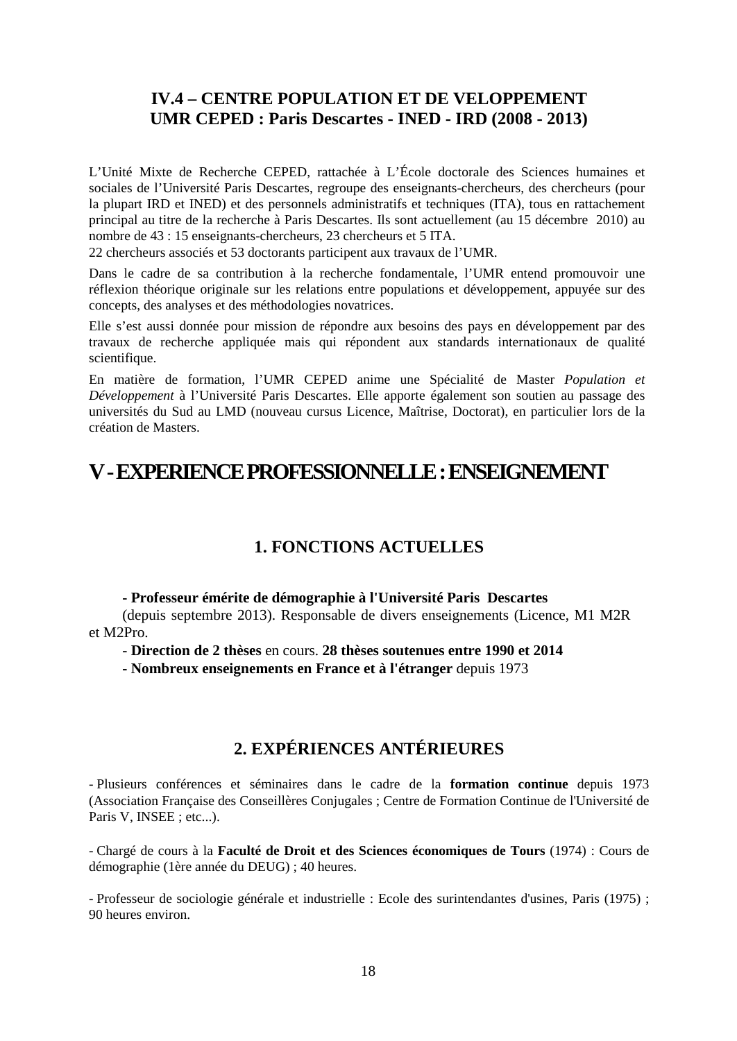### IV.4 – CENTRE POPULATION ET DE VELOPPEMENT UMR CEPED : Paris Descartes - INED - IRD (2008 - 2013)

L'Unité Mixte de Recherche CEPED, rattachée à L'École doctorale des Sciences humaines et sociales de l'Université Paris Descartes, regroupe des enseignants-chercheurs, des chercheurs (pour la plupart IRD et INED) et des personnels administratifs et techniques (ITA), tous en rattachement principal au titre de la recherche à Paris Descartes. Ils sont actuellement (au 15 décembre 2010) au nombre de 43 : 15 enseignants-chercheurs, 23 chercheurs et 5 ITA.
22 chercheurs associés et 53 doctorants participent aux travaux de l'UMR.

Dans le cadre de sa contribution à la recherche fondamentale, l'UMR entend promouvoir une réflexion théorique originale sur les relations entre populations et développement, appuyée sur des concepts, des analyses et des méthodologies novatrices.

Elle s'est aussi donnée pour mission de répondre aux besoins des pays en développement par des travaux de recherche appliquée mais qui répondent aux standards internationaux de qualité scientifique.

En matière de formation, l'UMR CEPED anime une Spécialité de Master *Population et Développement* à l'Université Paris Descartes. Elle apporte également son soutien au passage des universités du Sud au LMD (nouveau cursus Licence, Maîtrise, Doctorat), en particulier lors de la création de Masters.

# V - EXPERIENCE PROFESSIONNELLE : ENSEIGNEMENT

## 1. FONCTIONS ACTUELLES

**- Professeur émérite de démographie à l'Université Paris Descartes**
(depuis septembre 2013). Responsable de divers enseignements (Licence, M1 M2R et M2Pro.

- **Direction de 2 thèses** en cours. **28 thèses soutenues entre 1990 et 2014**
- **Nombreux enseignements en France et à l'étranger** depuis 1973

## 2. EXPÉRIENCES ANTÉRIEURES

- Plusieurs conférences et séminaires dans le cadre de la **formation continue** depuis 1973 (Association Française des Conseillères Conjugales ; Centre de Formation Continue de l'Université de Paris V, INSEE ; etc...).

- Chargé de cours à la **Faculté de Droit et des Sciences économiques de Tours** (1974) : Cours de démographie (1ère année du DEUG) ; 40 heures.

- Professeur de sociologie générale et industrielle : Ecole des surintendantes d'usines, Paris (1975) ; 90 heures environ.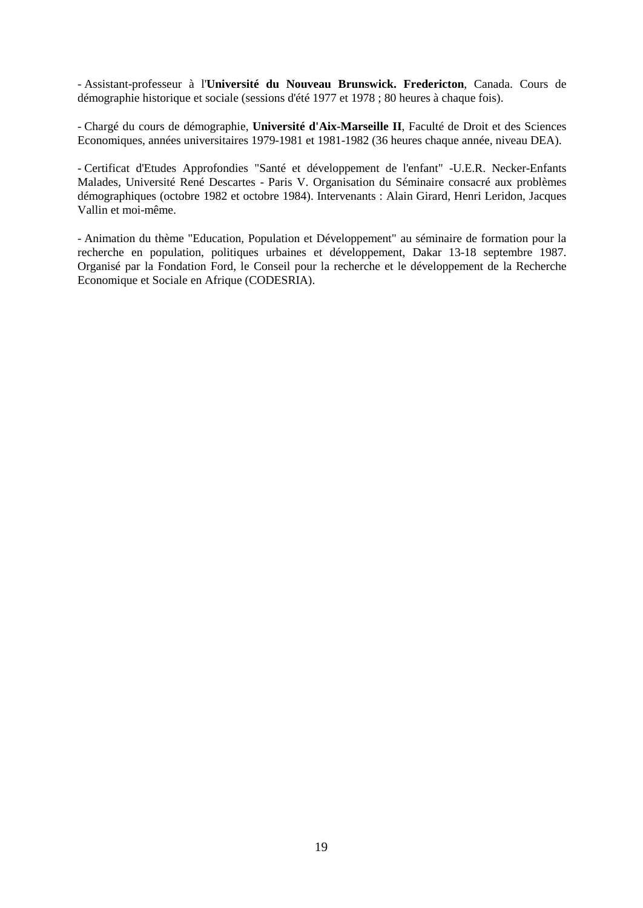- Assistant-professeur à l'**Université du Nouveau Brunswick. Fredericton**, Canada. Cours de démographie historique et sociale (sessions d'été 1977 et 1978 ; 80 heures à chaque fois).

- Chargé du cours de démographie, **Université d'Aix-Marseille II**, Faculté de Droit et des Sciences Economiques, années universitaires 1979-1981 et 1981-1982 (36 heures chaque année, niveau DEA).

- Certificat d'Etudes Approfondies "Santé et développement de l'enfant" -U.E.R. Necker-Enfants Malades, Université René Descartes - Paris V. Organisation du Séminaire consacré aux problèmes démographiques (octobre 1982 et octobre 1984). Intervenants : Alain Girard, Henri Leridon, Jacques Vallin et moi-même.

- Animation du thème "Education, Population et Développement" au séminaire de formation pour la recherche en population, politiques urbaines et développement, Dakar 13-18 septembre 1987. Organisé par la Fondation Ford, le Conseil pour la recherche et le développement de la Recherche Economique et Sociale en Afrique (CODESRIA).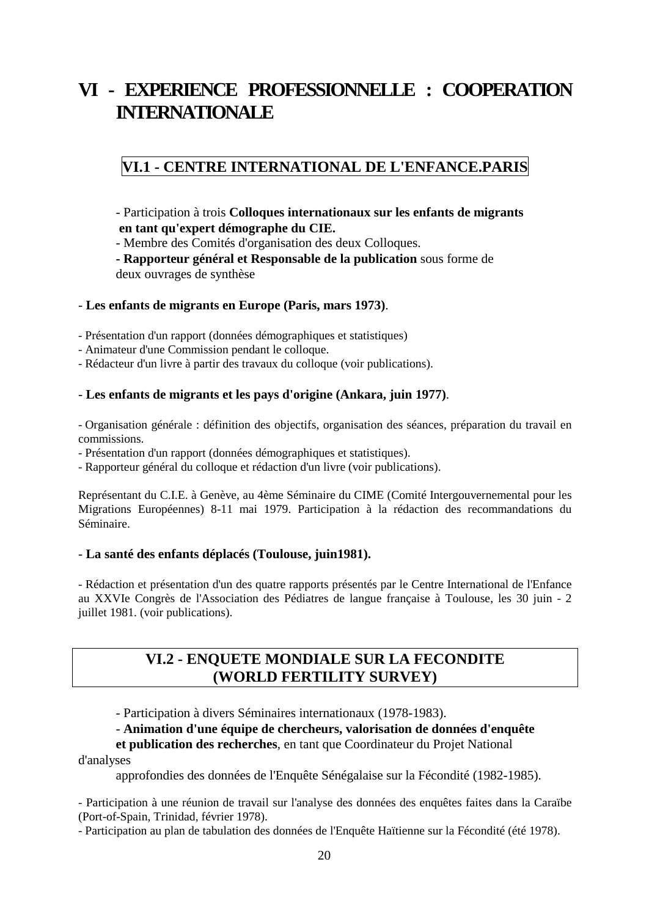# VI - EXPERIENCE PROFESSIONNELLE : COOPERATION INTERNATIONALE

## VI.1 - CENTRE INTERNATIONAL DE L'ENFANCE.PARIS

- Participation à trois **Colloques internationaux sur les enfants de migrants en tant qu'expert démographe du CIE.**
- Membre des Comités d'organisation des deux Colloques.
- **Rapporteur général et Responsable de la publication** sous forme de deux ouvrages de synthèse

- **Les enfants de migrants en Europe (Paris, mars 1973)**.

- Présentation d'un rapport (données démographiques et statistiques)
- Animateur d'une Commission pendant le colloque.
- Rédacteur d'un livre à partir des travaux du colloque (voir publications).

- **Les enfants de migrants et les pays d'origine (Ankara, juin 1977)**.

- Organisation générale : définition des objectifs, organisation des séances, préparation du travail en commissions.
- Présentation d'un rapport (données démographiques et statistiques).
- Rapporteur général du colloque et rédaction d'un livre (voir publications).

Représentant du C.I.E. à Genève, au 4ème Séminaire du CIME (Comité Intergouvernemental pour les Migrations Européennes) 8-11 mai 1979. Participation à la rédaction des recommandations du Séminaire.

- **La santé des enfants déplacés (Toulouse, juin1981).**

- Rédaction et présentation d'un des quatre rapports présentés par le Centre International de l'Enfance au XXVIe Congrès de l'Association des Pédiatres de langue française à Toulouse, les 30 juin - 2 juillet 1981. (voir publications).

## VI.2 - ENQUETE MONDIALE SUR LA FECONDITE (WORLD FERTILITY SURVEY)

- Participation à divers Séminaires internationaux (1978-1983).
- **Animation d'une équipe de chercheurs, valorisation de données d'enquête et publication des recherches**, en tant que Coordinateur du Projet National d'analyses approfondies des données de l'Enquête Sénégalaise sur la Fécondité (1982-1985).

- Participation à une réunion de travail sur l'analyse des données des enquêtes faites dans la Caraïbe (Port-of-Spain, Trinidad, février 1978).
- Participation au plan de tabulation des données de l'Enquête Haïtienne sur la Fécondité (été 1978).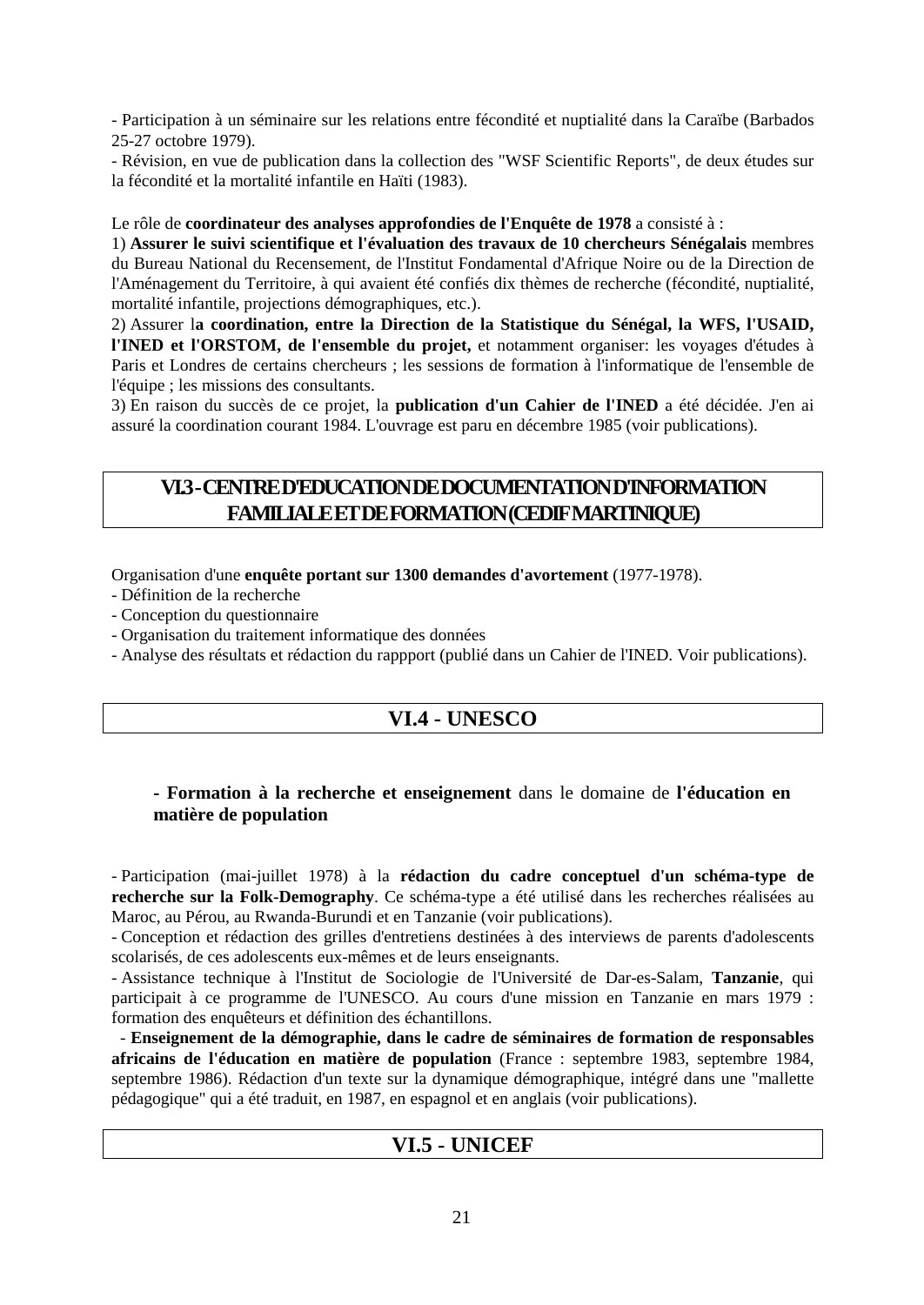- Participation à un séminaire sur les relations entre fécondité et nuptialité dans la Caraïbe (Barbados 25-27 octobre 1979).
- Révision, en vue de publication dans la collection des "WSF Scientific Reports", de deux études sur la fécondité et la mortalité infantile en Haïti (1983).

Le rôle de **coordinateur des analyses approfondies de l'Enquête de 1978** a consisté à :

1) **Assurer le suivi scientifique et l'évaluation des travaux de 10 chercheurs Sénégalais** membres du Bureau National du Recensement, de l'Institut Fondamental d'Afrique Noire ou de la Direction de l'Aménagement du Territoire, à qui avaient été confiés dix thèmes de recherche (fécondité, nuptialité, mortalité infantile, projections démographiques, etc.).

2) Assurer l**a coordination, entre la Direction de la Statistique du Sénégal, la WFS, l'USAID, l'INED et l'ORSTOM, de l'ensemble du projet,** et notamment organiser: les voyages d'études à Paris et Londres de certains chercheurs ; les sessions de formation à l'informatique de l'ensemble de l'équipe ; les missions des consultants.

3) En raison du succès de ce projet, la **publication d'un Cahier de l'INED** a été décidée. J'en ai assuré la coordination courant 1984. L'ouvrage est paru en décembre 1985 (voir publications).

## VI.3 - CENTRE D'EDUCATION DE DOCUMENTATION D'INFORMATION FAMILIALE ET DE FORMATION (CEDIF MARTINIQUE)

Organisation d'une **enquête portant sur 1300 demandes d'avortement** (1977-1978).

- Définition de la recherche
- Conception du questionnaire
- Organisation du traitement informatique des données
- Analyse des résultats et rédaction du rappport (publié dans un Cahier de l'INED. Voir publications).

## VI.4 - UNESCO

**- Formation à la recherche et enseignement** dans le domaine de **l'éducation en matière de population**

- Participation (mai-juillet 1978) à la **rédaction du cadre conceptuel d'un schéma-type de recherche sur la Folk-Demography**. Ce schéma-type a été utilisé dans les recherches réalisées au Maroc, au Pérou, au Rwanda-Burundi et en Tanzanie (voir publications).
- Conception et rédaction des grilles d'entretiens destinées à des interviews de parents d'adolescents scolarisés, de ces adolescents eux-mêmes et de leurs enseignants.
- Assistance technique à l'Institut de Sociologie de l'Université de Dar-es-Salam, **Tanzanie**, qui participait à ce programme de l'UNESCO. Au cours d'une mission en Tanzanie en mars 1979 : formation des enquêteurs et définition des échantillons.
- **Enseignement de la démographie, dans le cadre de séminaires de formation de responsables africains de l'éducation en matière de population** (France : septembre 1983, septembre 1984, septembre 1986). Rédaction d'un texte sur la dynamique démographique, intégré dans une "mallette pédagogique" qui a été traduit, en 1987, en espagnol et en anglais (voir publications).

## VI.5 - UNICEF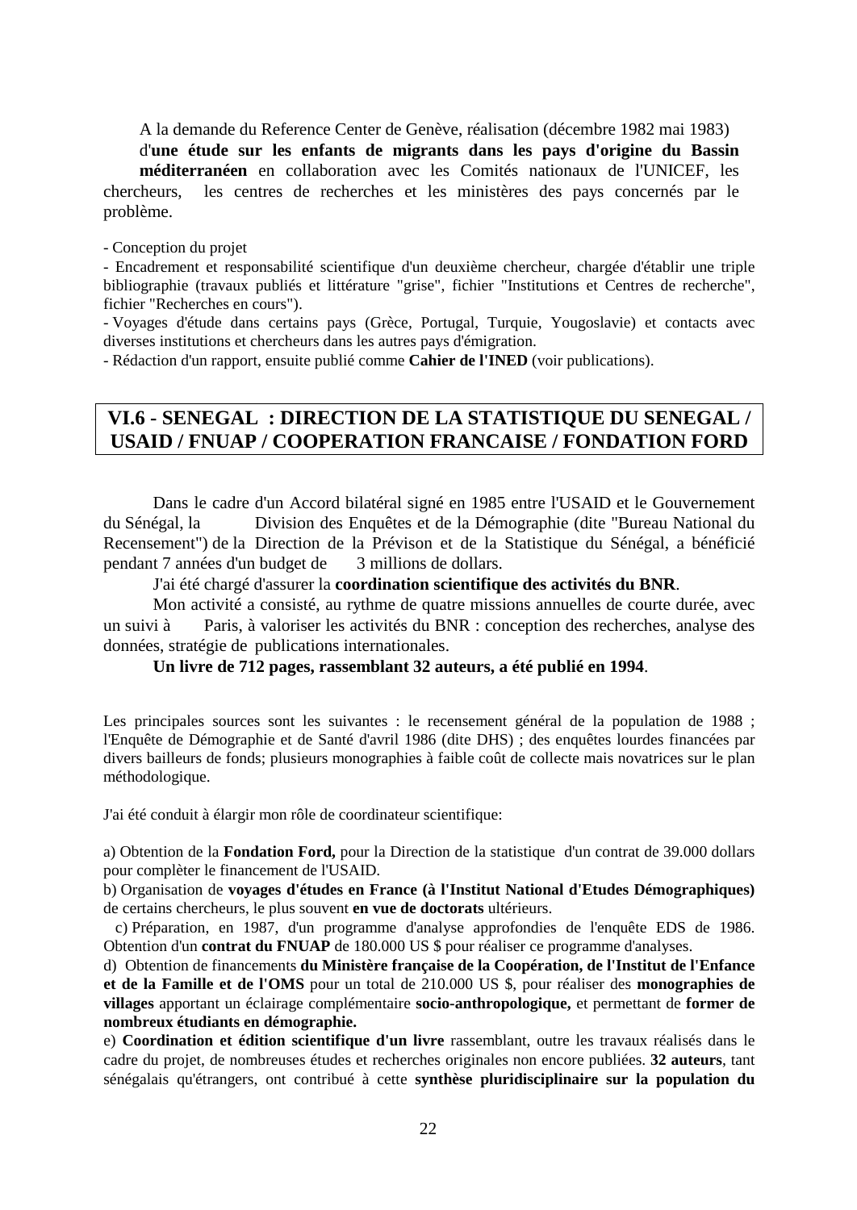A la demande du Reference Center de Genève, réalisation (décembre 1982 mai 1983) d'**une étude sur les enfants de migrants dans les pays d'origine du Bassin méditerranéen** en collaboration avec les Comités nationaux de l'UNICEF, les chercheurs, les centres de recherches et les ministères des pays concernés par le problème.

- Conception du projet
- Encadrement et responsabilité scientifique d'un deuxième chercheur, chargée d'établir une triple bibliographie (travaux publiés et littérature "grise", fichier "Institutions et Centres de recherche", fichier "Recherches en cours").
- Voyages d'étude dans certains pays (Grèce, Portugal, Turquie, Yougoslavie) et contacts avec diverses institutions et chercheurs dans les autres pays d'émigration.
- Rédaction d'un rapport, ensuite publié comme **Cahier de l'INED** (voir publications).

## VI.6 - SENEGAL : DIRECTION DE LA STATISTIQUE DU SENEGAL / USAID / FNUAP / COOPERATION FRANCAISE / FONDATION FORD

Dans le cadre d'un Accord bilatéral signé en 1985 entre l'USAID et le Gouvernement du Sénégal, la Division des Enquêtes et de la Démographie (dite "Bureau National du Recensement") de la Direction de la Prévison et de la Statistique du Sénégal, a bénéficié pendant 7 années d'un budget de 3 millions de dollars.

J'ai été chargé d'assurer la **coordination scientifique des activités du BNR**.

Mon activité a consisté, au rythme de quatre missions annuelles de courte durée, avec un suivi à Paris, à valoriser les activités du BNR : conception des recherches, analyse des données, stratégie de publications internationales.

**Un livre de 712 pages, rassemblant 32 auteurs, a été publié en 1994**.

Les principales sources sont les suivantes : le recensement général de la population de 1988 ; l'Enquête de Démographie et de Santé d'avril 1986 (dite DHS) ; des enquêtes lourdes financées par divers bailleurs de fonds; plusieurs monographies à faible coût de collecte mais novatrices sur le plan méthodologique.

J'ai été conduit à élargir mon rôle de coordinateur scientifique:

a) Obtention de la **Fondation Ford,** pour la Direction de la statistique d'un contrat de 39.000 dollars pour complèter le financement de l'USAID.

b) Organisation de **voyages d'études en France (à l'Institut National d'Etudes Démographiques)** de certains chercheurs, le plus souvent **en vue de doctorats** ultérieurs.

c) Préparation, en 1987, d'un programme d'analyse approfondies de l'enquête EDS de 1986. Obtention d'un **contrat du FNUAP** de 180.000 US $ pour réaliser ce programme d'analyses.

d) Obtention de financements **du Ministère française de la Coopération, de l'Institut de l'Enfance et de la Famille et de l'OMS** pour un total de 210.000 US $, pour réaliser des **monographies de villages** apportant un éclairage complémentaire **socio-anthropologique,** et permettant de **former de nombreux étudiants en démographie.**

e) **Coordination et édition scientifique d'un livre** rassemblant, outre les travaux réalisés dans le cadre du projet, de nombreuses études et recherches originales non encore publiées. **32 auteurs**, tant sénégalais qu'étrangers, ont contribué à cette **synthèse pluridisciplinaire sur la population du**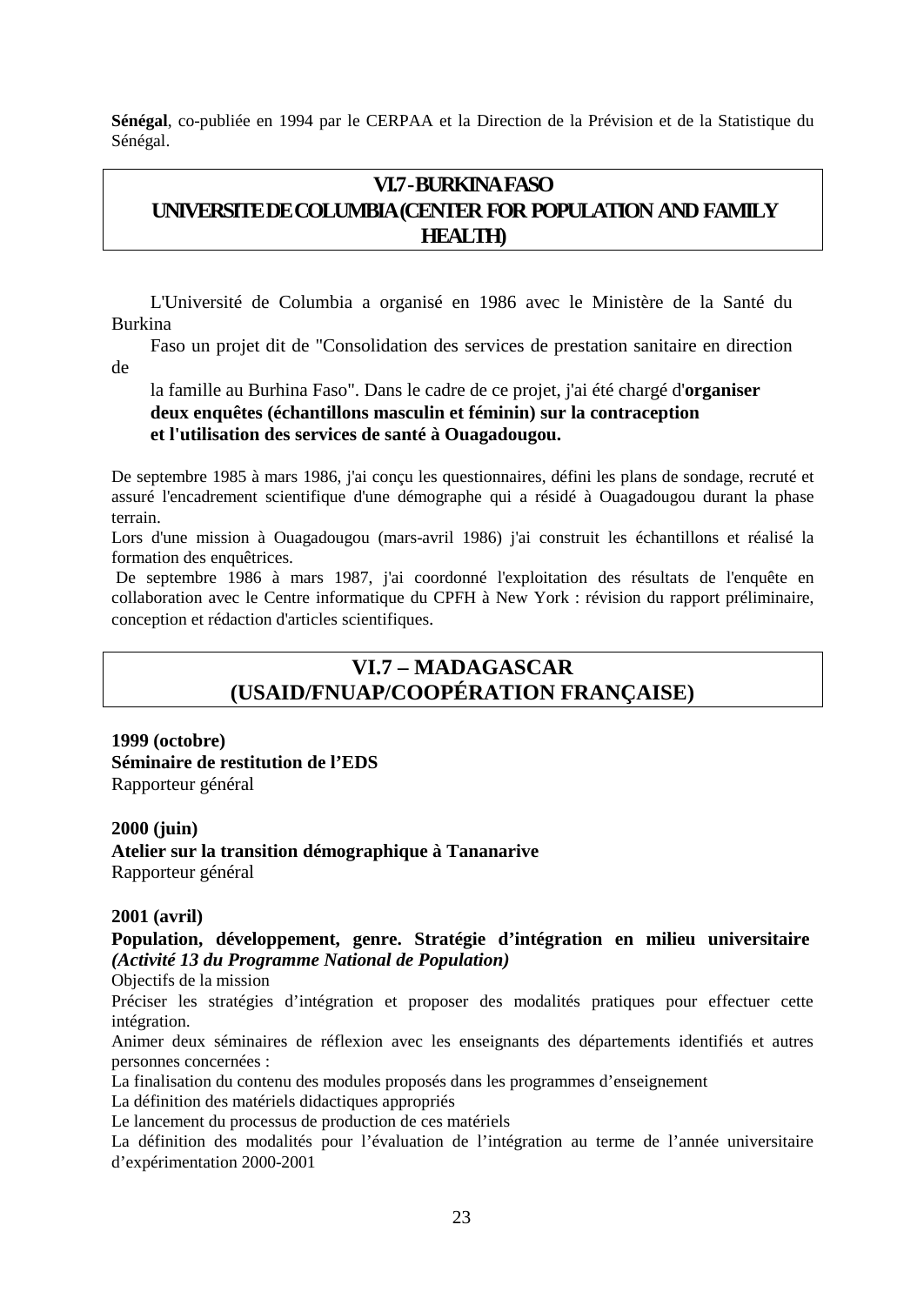**Sénégal**, co-publiée en 1994 par le CERPAA et la Direction de la Prévision et de la Statistique du Sénégal.

## VI.7 - BURKINA FASO
## UNIVERSITE DE COLUMBIA (CENTER FOR POPULATION AND FAMILY HEALTH)

L'Université de Columbia a organisé en 1986 avec le Ministère de la Santé du Burkina Faso un projet dit de "Consolidation des services de prestation sanitaire en direction de la famille au Burhina Faso". Dans le cadre de ce projet, j'ai été chargé d'**organiser deux enquêtes (échantillons masculin et féminin) sur la contraception et l'utilisation des services de santé à Ouagadougou.**

De septembre 1985 à mars 1986, j'ai conçu les questionnaires, défini les plans de sondage, recruté et assuré l'encadrement scientifique d'une démographe qui a résidé à Ouagadougou durant la phase terrain.

Lors d'une mission à Ouagadougou (mars-avril 1986) j'ai construit les échantillons et réalisé la formation des enquêtrices.

De septembre 1986 à mars 1987, j'ai coordonné l'exploitation des résultats de l'enquête en collaboration avec le Centre informatique du CPFH à New York : révision du rapport préliminaire, conception et rédaction d'articles scientifiques.

## VI.7 – MADAGASCAR
## (USAID/FNUAP/COOPÉRATION FRANÇAISE)

**1999 (octobre)**
**Séminaire de restitution de l'EDS**
Rapporteur général

**2000 (juin)**
**Atelier sur la transition démographique à Tananarive**
Rapporteur général

**2001 (avril)**
**Population, développement, genre. Stratégie d'intégration en milieu universitaire** ***(Activité 13 du Programme National de Population)***

Objectifs de la mission

Préciser les stratégies d'intégration et proposer des modalités pratiques pour effectuer cette intégration.

Animer deux séminaires de réflexion avec les enseignants des départements identifiés et autres personnes concernées :

La finalisation du contenu des modules proposés dans les programmes d'enseignement

La définition des matériels didactiques appropriés

Le lancement du processus de production de ces matériels

La définition des modalités pour l'évaluation de l'intégration au terme de l'année universitaire d'expérimentation 2000-2001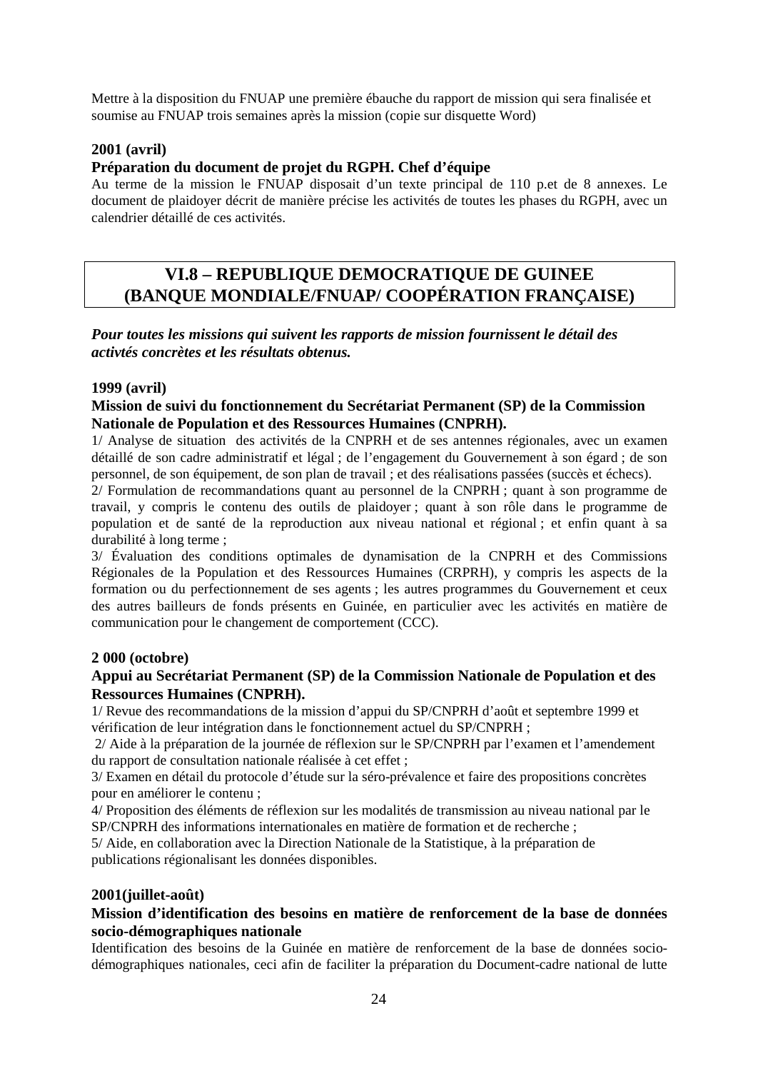Mettre à la disposition du FNUAP une première ébauche du rapport de mission qui sera finalisée et soumise au FNUAP trois semaines après la mission (copie sur disquette Word)

**2001 (avril)**

**Préparation du document de projet du RGPH. Chef d'équipe**

Au terme de la mission le FNUAP disposait d'un texte principal de 110 p.et de 8 annexes. Le document de plaidoyer décrit de manière précise les activités de toutes les phases du RGPH, avec un calendrier détaillé de ces activités.

## VI.8 – REPUBLIQUE DEMOCRATIQUE DE GUINEE (BANQUE MONDIALE/FNUAP/ COOPÉRATION FRANÇAISE)

***Pour toutes les missions qui suivent les rapports de mission fournissent le détail des activtés concrètes et les résultats obtenus.***

**1999 (avril)**

**Mission de suivi du fonctionnement du Secrétariat Permanent (SP) de la Commission Nationale de Population et des Ressources Humaines (CNPRH).**

1/ Analyse de situation des activités de la CNPRH et de ses antennes régionales, avec un examen détaillé de son cadre administratif et légal ; de l'engagement du Gouvernement à son égard ; de son personnel, de son équipement, de son plan de travail ; et des réalisations passées (succès et échecs).

2/ Formulation de recommandations quant au personnel de la CNPRH ; quant à son programme de travail, y compris le contenu des outils de plaidoyer ; quant à son rôle dans le programme de population et de santé de la reproduction aux niveau national et régional ; et enfin quant à sa durabilité à long terme ;

3/ Évaluation des conditions optimales de dynamisation de la CNPRH et des Commissions Régionales de la Population et des Ressources Humaines (CRPRH), y compris les aspects de la formation ou du perfectionnement de ses agents ; les autres programmes du Gouvernement et ceux des autres bailleurs de fonds présents en Guinée, en particulier avec les activités en matière de communication pour le changement de comportement (CCC).

**2 000 (octobre)**

**Appui au Secrétariat Permanent (SP) de la Commission Nationale de Population et des Ressources Humaines (CNPRH).**

1/ Revue des recommandations de la mission d'appui du SP/CNPRH d'août et septembre 1999 et vérification de leur intégration dans le fonctionnement actuel du SP/CNPRH ;

2/ Aide à la préparation de la journée de réflexion sur le SP/CNPRH par l'examen et l'amendement du rapport de consultation nationale réalisée à cet effet ;

3/ Examen en détail du protocole d'étude sur la séro-prévalence et faire des propositions concrètes pour en améliorer le contenu ;

4/ Proposition des éléments de réflexion sur les modalités de transmission au niveau national par le SP/CNPRH des informations internationales en matière de formation et de recherche ;

5/ Aide, en collaboration avec la Direction Nationale de la Statistique, à la préparation de publications régionalisant les données disponibles.

**2001(juillet-août)**

**Mission d'identification des besoins en matière de renforcement de la base de données socio-démographiques nationale**

Identification des besoins de la Guinée en matière de renforcement de la base de données socio-démographiques nationales, ceci afin de faciliter la préparation du Document-cadre national de lutte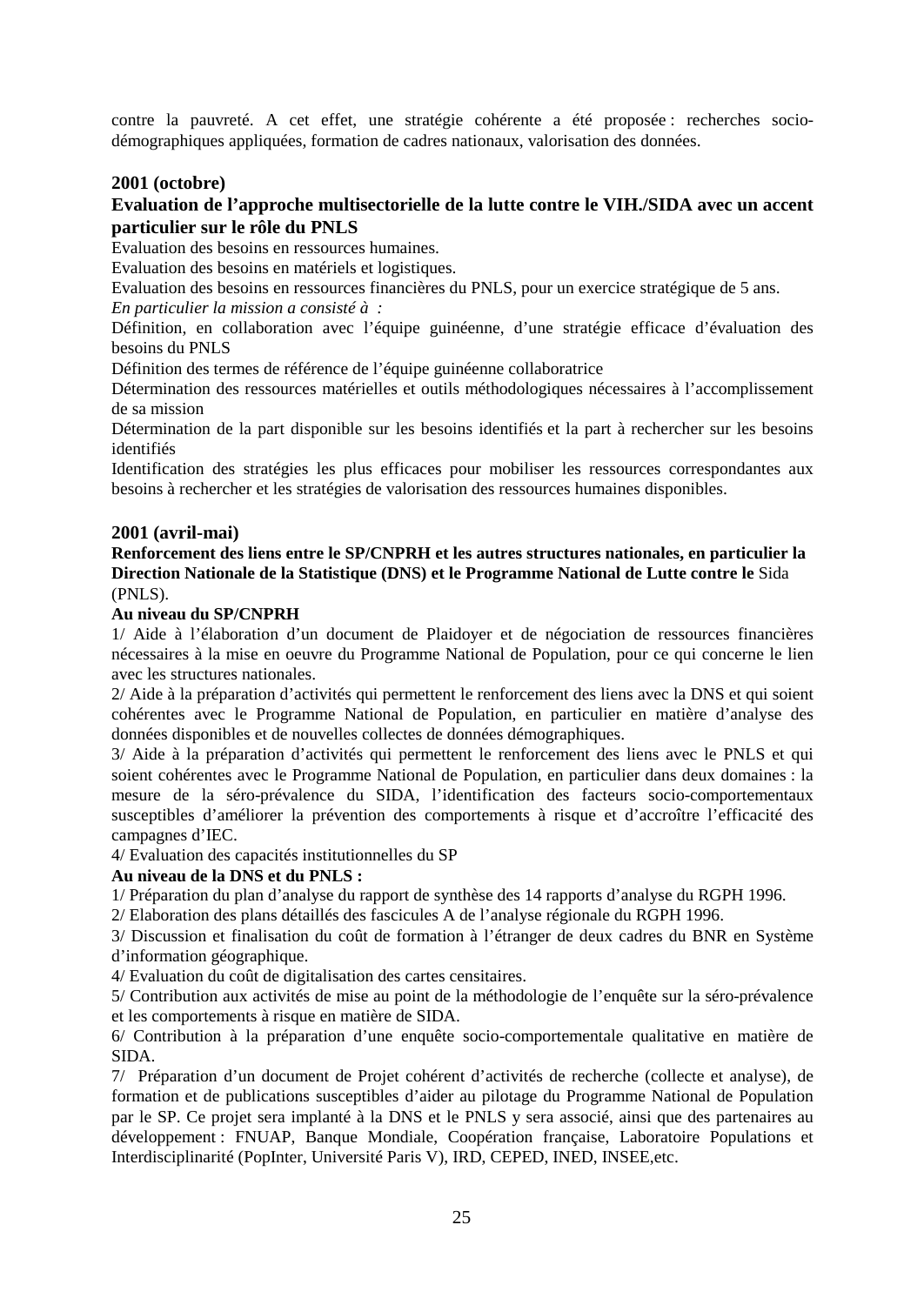contre la pauvreté. A cet effet, une stratégie cohérente a été proposée : recherches socio-démographiques appliquées, formation de cadres nationaux, valorisation des données.

**2001 (octobre)**

### Evaluation de l'approche multisectorielle de la lutte contre le VIH./SIDA avec un accent particulier sur le rôle du PNLS

Evaluation des besoins en ressources humaines.

Evaluation des besoins en matériels et logistiques.

Evaluation des besoins en ressources financières du PNLS, pour un exercice stratégique de 5 ans.

*En particulier la mission a consisté à :*

Définition, en collaboration avec l'équipe guinéenne, d'une stratégie efficace d'évaluation des besoins du PNLS

Définition des termes de référence de l'équipe guinéenne collaboratrice

Détermination des ressources matérielles et outils méthodologiques nécessaires à l'accomplissement de sa mission

Détermination de la part disponible sur les besoins identifiés et la part à rechercher sur les besoins identifiés

Identification des stratégies les plus efficaces pour mobiliser les ressources correspondantes aux besoins à rechercher et les stratégies de valorisation des ressources humaines disponibles.

**2001 (avril-mai)**

**Renforcement des liens entre le SP/CNPRH et les autres structures nationales, en particulier la Direction Nationale de la Statistique (DNS) et le Programme National de Lutte contre le** Sida (PNLS).

**Au niveau du SP/CNPRH**

1/ Aide à l'élaboration d'un document de Plaidoyer et de négociation de ressources financières nécessaires à la mise en oeuvre du Programme National de Population, pour ce qui concerne le lien avec les structures nationales.

2/ Aide à la préparation d'activités qui permettent le renforcement des liens avec la DNS et qui soient cohérentes avec le Programme National de Population, en particulier en matière d'analyse des données disponibles et de nouvelles collectes de données démographiques.

3/ Aide à la préparation d'activités qui permettent le renforcement des liens avec le PNLS et qui soient cohérentes avec le Programme National de Population, en particulier dans deux domaines : la mesure de la séro-prévalence du SIDA, l'identification des facteurs socio-comportementaux susceptibles d'améliorer la prévention des comportements à risque et d'accroître l'efficacité des campagnes d'IEC.

4/ Evaluation des capacités institutionnelles du SP

**Au niveau de la DNS et du PNLS :**

1/ Préparation du plan d'analyse du rapport de synthèse des 14 rapports d'analyse du RGPH 1996.

2/ Elaboration des plans détaillés des fascicules A de l'analyse régionale du RGPH 1996.

3/ Discussion et finalisation du coût de formation à l'étranger de deux cadres du BNR en Système d'information géographique.

4/ Evaluation du coût de digitalisation des cartes censitaires.

5/ Contribution aux activités de mise au point de la méthodologie de l'enquête sur la séro-prévalence et les comportements à risque en matière de SIDA.

6/ Contribution à la préparation d'une enquête socio-comportementale qualitative en matière de SIDA.

7/ Préparation d'un document de Projet cohérent d'activités de recherche (collecte et analyse), de formation et de publications susceptibles d'aider au pilotage du Programme National de Population par le SP. Ce projet sera implanté à la DNS et le PNLS y sera associé, ainsi que des partenaires au développement : FNUAP, Banque Mondiale, Coopération française, Laboratoire Populations et Interdisciplinarité (PopInter, Université Paris V), IRD, CEPED, INED, INSEE,etc.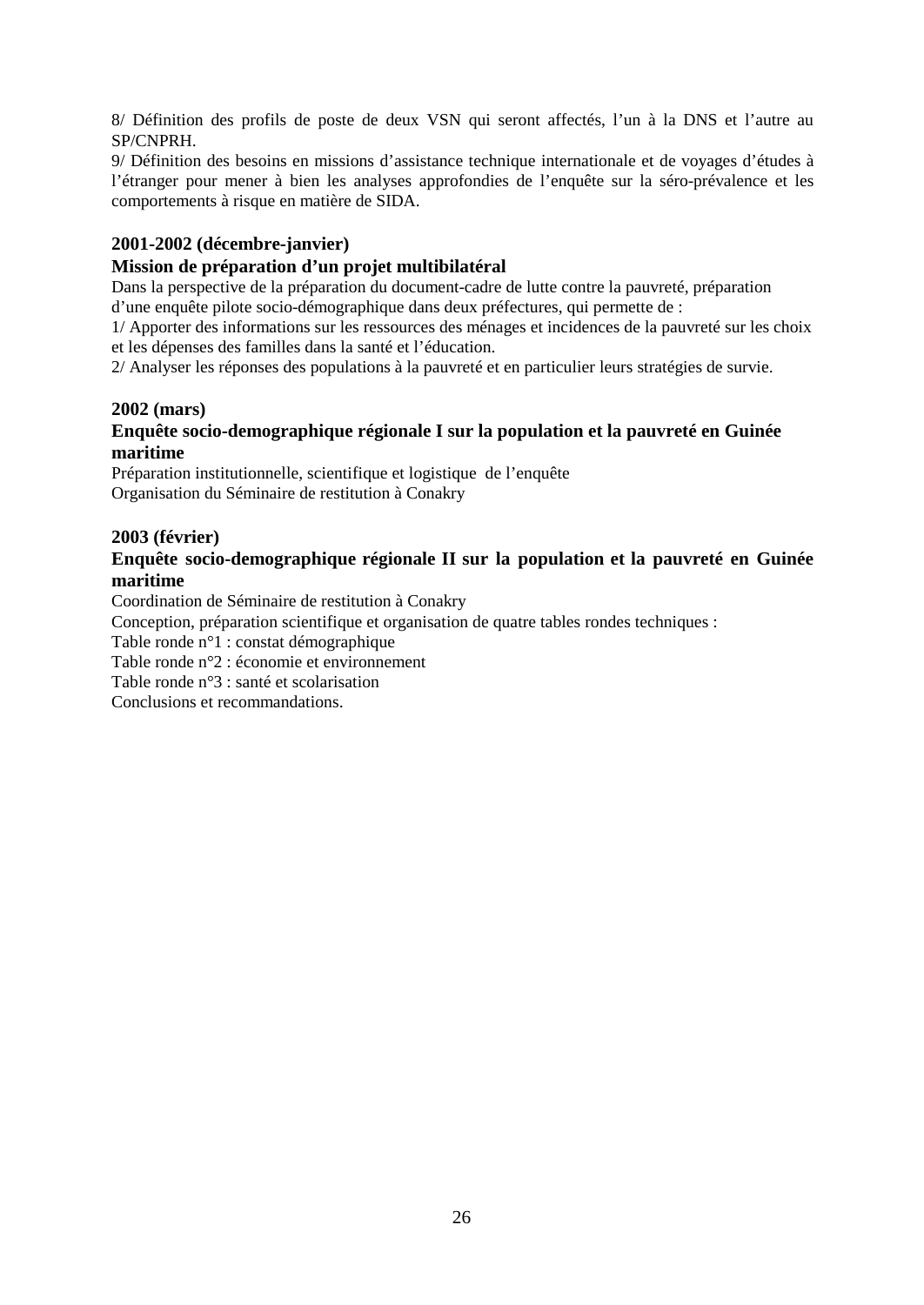8/ Définition des profils de poste de deux VSN qui seront affectés, l'un à la DNS et l'autre au SP/CNPRH.

9/ Définition des besoins en missions d'assistance technique internationale et de voyages d'études à l'étranger pour mener à bien les analyses approfondies de l'enquête sur la séro-prévalence et les comportements à risque en matière de SIDA.

**2001-2002 (décembre-janvier)**

**Mission de préparation d'un projet multibilatéral**

Dans la perspective de la préparation du document-cadre de lutte contre la pauvreté, préparation d'une enquête pilote socio-démographique dans deux préfectures, qui permette de :

1/ Apporter des informations sur les ressources des ménages et incidences de la pauvreté sur les choix et les dépenses des familles dans la santé et l'éducation.

2/ Analyser les réponses des populations à la pauvreté et en particulier leurs stratégies de survie.

**2002 (mars)**

**Enquête socio-demographique régionale I sur la population et la pauvreté en Guinée maritime**

Préparation institutionnelle, scientifique et logistique de l'enquête

Organisation du Séminaire de restitution à Conakry

**2003 (février)**

**Enquête socio-demographique régionale II sur la population et la pauvreté en Guinée maritime**

Coordination de Séminaire de restitution à Conakry

Conception, préparation scientifique et organisation de quatre tables rondes techniques :

Table ronde n°1 : constat démographique

Table ronde n°2 : économie et environnement

Table ronde n°3 : santé et scolarisation

Conclusions et recommandations.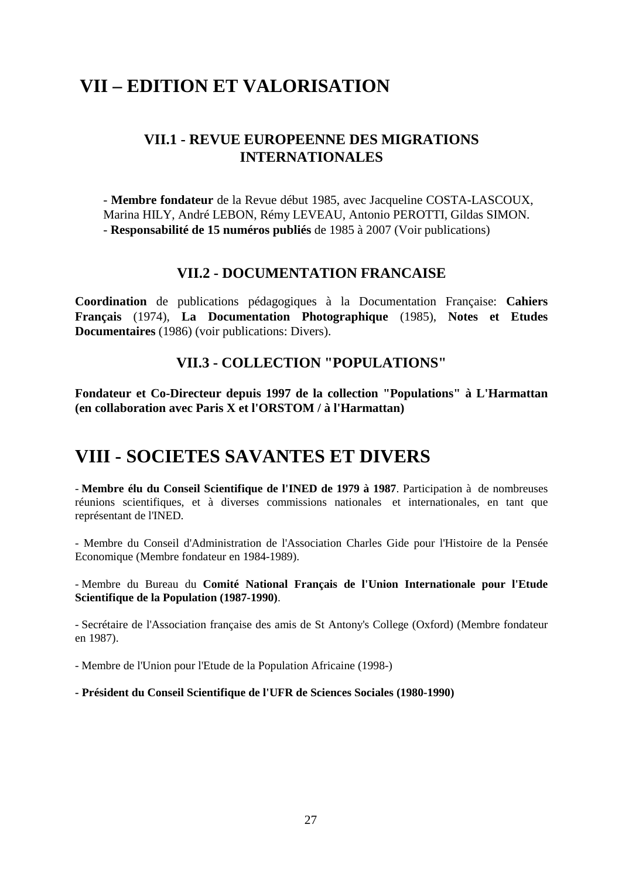# VII – EDITION ET VALORISATION

## VII.1 - REVUE EUROPEENNE DES MIGRATIONS INTERNATIONALES

- **Membre fondateur** de la Revue début 1985, avec Jacqueline COSTA-LASCOUX, Marina HILY, André LEBON, Rémy LEVEAU, Antonio PEROTTI, Gildas SIMON.
- **Responsabilité de 15 numéros publiés** de 1985 à 2007 (Voir publications)

## VII.2 - DOCUMENTATION FRANCAISE

**Coordination** de publications pédagogiques à la Documentation Française: **Cahiers Français** (1974), **La Documentation Photographique** (1985), **Notes et Etudes Documentaires** (1986) (voir publications: Divers).

## VII.3 - COLLECTION "POPULATIONS"

**Fondateur et Co-Directeur depuis 1997 de la collection "Populations" à L'Harmattan (en collaboration avec Paris X et l'ORSTOM / à l'Harmattan)**

# VIII - SOCIETES SAVANTES ET DIVERS

- **Membre élu du Conseil Scientifique de l'INED de 1979 à 1987**. Participation à de nombreuses réunions scientifiques, et à diverses commissions nationales et internationales, en tant que représentant de l'INED.

- Membre du Conseil d'Administration de l'Association Charles Gide pour l'Histoire de la Pensée Economique (Membre fondateur en 1984-1989).

- Membre du Bureau du **Comité National Français de l'Union Internationale pour l'Etude Scientifique de la Population (1987-1990)**.

- Secrétaire de l'Association française des amis de St Antony's College (Oxford) (Membre fondateur en 1987).

- Membre de l'Union pour l'Etude de la Population Africaine (1998-)

**- Président du Conseil Scientifique de l'UFR de Sciences Sociales (1980-1990)**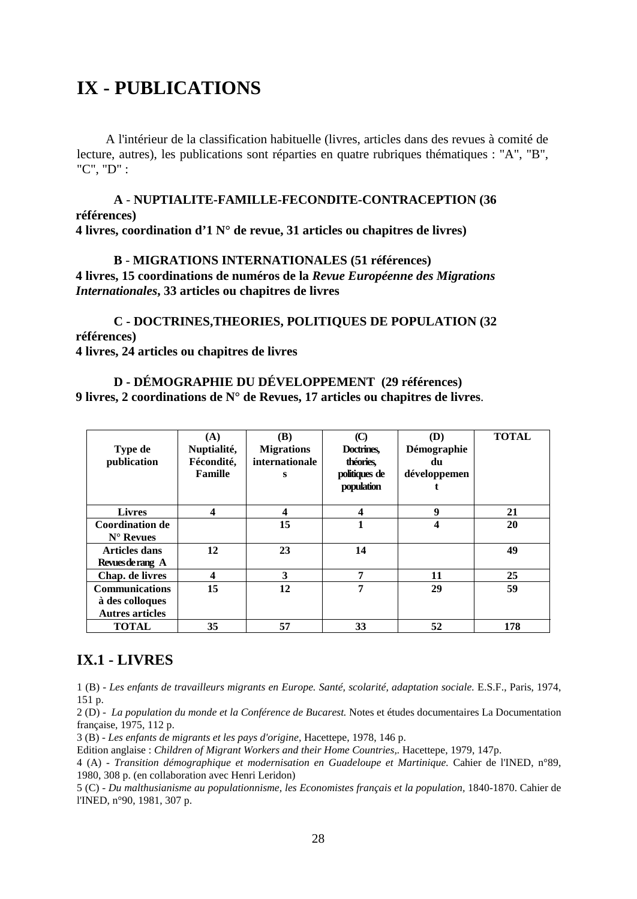# IX - PUBLICATIONS

A l'intérieur de la classification habituelle (livres, articles dans des revues à comité de lecture, autres), les publications sont réparties en quatre rubriques thématiques : "A", "B", "C", "D" :

**A - NUPTIALITE-FAMILLE-FECONDITE-CONTRACEPTION (36 références)**
**4 livres, coordination d'1 N° de revue, 31 articles ou chapitres de livres)**

**B - MIGRATIONS INTERNATIONALES (51 références)**
**4 livres, 15 coordinations de numéros de la *Revue Européenne des Migrations Internationales*, 33 articles ou chapitres de livres**

**C - DOCTRINES,THEORIES, POLITIQUES DE POPULATION (32 références)**
**4 livres, 24 articles ou chapitres de livres**

**D - DÉMOGRAPHIE DU DÉVELOPPEMENT (29 références)**
**9 livres, 2 coordinations de N° de Revues, 17 articles ou chapitres de livres**.

| Type de publication | (A) Nuptialité, Fécondité, Famille | (B) Migrations internationales | (C) Doctrines, théories, politiques de population | (D) Démographie du développement | TOTAL |
|---|---|---|---|---|---|
| Livres | 4 | 4 | 4 | 9 | 21 |
| Coordination de N° Revues | | 15 | 1 | 4 | 20 |
| Articles dans Revues de rang A | 12 | 23 | 14 | | 49 |
| Chap. de livres | 4 | 3 | 7 | 11 | 25 |
| Communications à des colloques Autres articles | 15 | 12 | 7 | 29 | 59 |
| TOTAL | 35 | 57 | 33 | 52 | 178 |

## IX.1 - LIVRES

1 (B) - *Les enfants de travailleurs migrants en Europe. Santé, scolarité, adaptation sociale.* E.S.F., Paris, 1974, 151 p.

2 (D) - *La population du monde et la Conférence de Bucarest.* Notes et études documentaires La Documentation française, 1975, 112 p.

3 (B) - *Les enfants de migrants et les pays d'origine*, Hacettepe, 1978, 146 p.

Edition anglaise : *Children of Migrant Workers and their Home Countries*,. Hacettepe, 1979, 147p.

4 (A) - *Transition démographique et modernisation en Guadeloupe et Martinique.* Cahier de l'INED, n°89, 1980, 308 p. (en collaboration avec Henri Leridon)

5 (C) - *Du malthusianisme au populationnisme, les Economistes français et la population*, 1840-1870. Cahier de l'INED, n°90, 1981, 307 p.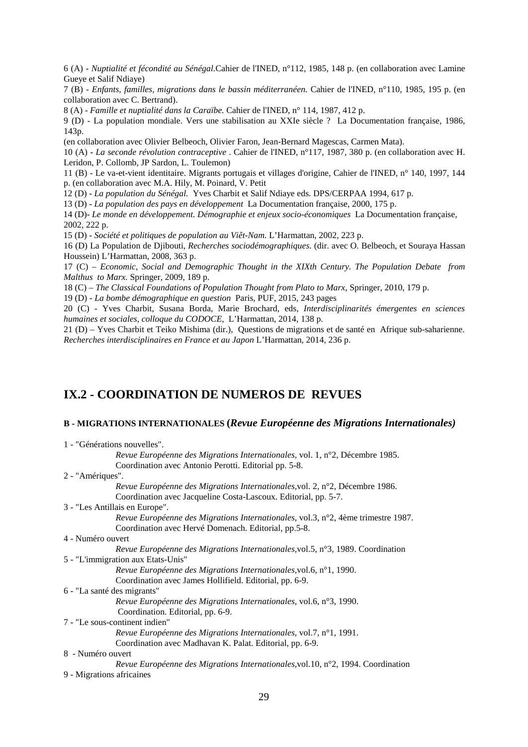6 (A) - *Nuptialité et fécondité au Sénégal.*Cahier de l'INED, n°112, 1985, 148 p. (en collaboration avec Lamine Gueye et Salif Ndiaye)

7 (B) - *Enfants, familles, migrations dans le bassin méditerranéen.* Cahier de l'INED, n°110, 1985, 195 p. (en collaboration avec C. Bertrand).

8 (A) - *Famille et nuptialité dans la Caraïbe.* Cahier de l'INED, n° 114, 1987, 412 p.

9 (D) - La population mondiale. Vers une stabilisation au XXIe siècle ? La Documentation française, 1986, 143p.

(en collaboration avec Olivier Belbeoch, Olivier Faron, Jean-Bernard Magescas, Carmen Mata).

10 (A) - *La seconde révolution contraceptive* . Cahier de l'INED, n°117, 1987, 380 p. (en collaboration avec H. Leridon, P. Collomb, JP Sardon, L. Toulemon)

11 (B) - Le va-et-vient identitaire. Migrants portugais et villages d'origine, Cahier de l'INED, n° 140, 1997, 144 p. (en collaboration avec M.A. Hily, M. Poinard, V. Petit

12 (D) - *La population du Sénégal.* Yves Charbit et Salif Ndiaye eds. DPS/CERPAA 1994, 617 p.

13 (D) - *La population des pays en développement* La Documentation française, 2000, 175 p.

14 (D)- *Le monde en développement. Démographie et enjeux socio-économiques* La Documentation française, 2002, 222 p.

15 (D) - *Société et politiques de population au Viêt-Nam.* L'Harmattan, 2002, 223 p.

16 (D) La Population de Djibouti, *Recherches sociodémographiques.* (dir. avec O. Belbeoch, et Souraya Hassan Houssein) L'Harmattan, 2008, 363 p.

17 (C) – *Economic, Social and Demographic Thought in the XIXth Century. The Population Debate from Malthus to Marx.* Springer, 2009, 189 p.

18 (C) – *The Classical Foundations of Population Thought from Plato to Marx*, Springer, 2010, 179 p.

19 (D) - *La bombe démographique en question* Paris, PUF, 2015, 243 pages

20 (C) - Yves Charbit, Susana Borda, Marie Brochard, eds, *Interdisciplinarités émergentes en sciences humaines et sociales, colloque du CODOCE,* L'Harmattan, 2014, 138 p.

21 (D) – Yves Charbit et Teiko Mishima (dir.), Questions de migrations et de santé en Afrique sub-saharienne. *Recherches interdisciplinaires en France et au Japon* L'Harmattan, 2014, 236 p.

## IX.2 - COORDINATION DE NUMEROS DE REVUES

#### B - MIGRATIONS INTERNATIONALES (*Revue Européenne des Migrations Internationales)*

1 - "Générations nouvelles".
*Revue Européenne des Migrations Internationales,* vol. 1, n°2, Décembre 1985.
Coordination avec Antonio Perotti. Editorial pp. 5-8.

2 - "Amériques".
*Revue Européenne des Migrations Internationales,*vol. 2, n°2, Décembre 1986.
Coordination avec Jacqueline Costa-Lascoux. Editorial, pp. 5-7.

3 - "Les Antillais en Europe".
*Revue Européenne des Migrations Internationales,* vol.3, n°2, 4ème trimestre 1987.
Coordination avec Hervé Domenach. Editorial, pp.5-8.

4 - Numéro ouvert
*Revue Européenne des Migrations Internationales,*vol.5, n°3, 1989. Coordination

5 - "L'immigration aux Etats-Unis"
*Revue Européenne des Migrations Internationales,*vol.6, n°1, 1990.
Coordination avec James Hollifield. Editorial, pp. 6-9.

6 - "La santé des migrants"
*Revue Européenne des Migrations Internationales,* vol.6, n°3, 1990.
Coordination. Editorial, pp. 6-9.

7 - "Le sous-continent indien"
*Revue Européenne des Migrations Internationales,* vol.7, n°1, 1991.
Coordination avec Madhavan K. Palat. Editorial, pp. 6-9.

8 - Numéro ouvert
*Revue Européenne des Migrations Internationales,*vol.10, n°2, 1994. Coordination

9 - Migrations africaines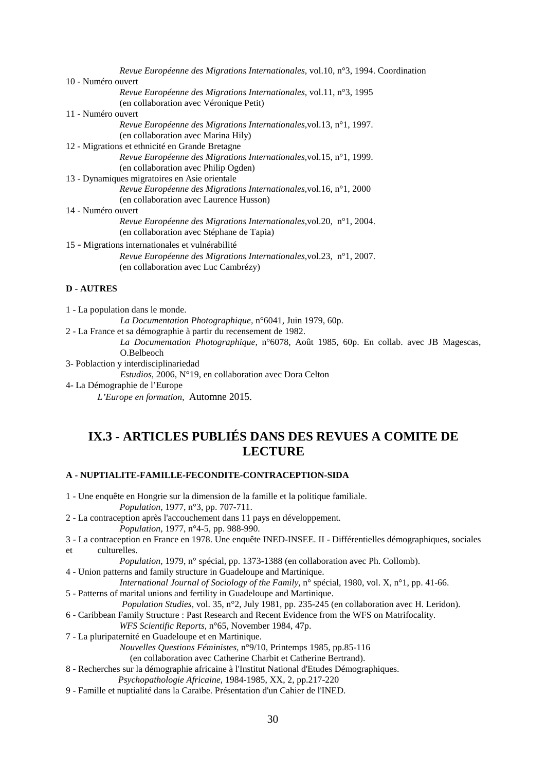*Revue Européenne des Migrations Internationales,* vol.10, n°3, 1994. Coordination

10 - Numéro ouvert

*Revue Européenne des Migrations Internationales,* vol.11, n°3, 1995
(en collaboration avec Véronique Petit)

11 - Numéro ouvert

*Revue Européenne des Migrations Internationales,*vol.13, n°1, 1997.
(en collaboration avec Marina Hily)

12 - Migrations et ethnicité en Grande Bretagne

*Revue Européenne des Migrations Internationales,*vol.15, n°1, 1999.
(en collaboration avec Philip Ogden)

13 - Dynamiques migratoires en Asie orientale

*Revue Européenne des Migrations Internationales,*vol.16, n°1, 2000
(en collaboration avec Laurence Husson)

14 - Numéro ouvert

*Revue Européenne des Migrations Internationales,*vol.20, n°1, 2004.
(en collaboration avec Stéphane de Tapia)

15 - Migrations internationales et vulnérabilité

*Revue Européenne des Migrations Internationales,*vol.23, n°1, 2007.
(en collaboration avec Luc Cambrézy)

**D - AUTRES**

1 - La population dans le monde.

*La Documentation Photographique,* n°6041, Juin 1979, 60p.

2 - La France et sa démographie à partir du recensement de 1982.

*La Documentation Photographique,* n°6078, Août 1985, 60p. En collab. avec JB Magescas, O.Belbeoch

3- Poblaction y interdisciplinariedad

*Estudios,* 2006, N°19, en collaboration avec Dora Celton

4- La Démographie de l'Europe

*L'Europe en formation,* Automne 2015.

## IX.3 - ARTICLES PUBLIÉS DANS DES REVUES A COMITE DE LECTURE

**A - NUPTIALITE-FAMILLE-FECONDITE-CONTRACEPTION-SIDA**

1 - Une enquête en Hongrie sur la dimension de la famille et la politique familiale.

*Population,* 1977, n°3, pp. 707-711.

2 - La contraception après l'accouchement dans 11 pays en développement.

*Population,* 1977, n°4-5, pp. 988-990.

3 - La contraception en France en 1978. Une enquête INED-INSEE. II - Différentielles démographiques, sociales et culturelles.

*Population,* 1979, n° spécial, pp. 1373-1388 (en collaboration avec Ph. Collomb).

4 - Union patterns and family structure in Guadeloupe and Martinique.

*International Journal of Sociology of the Family,* n° spécial, 1980, vol. X, n°1, pp. 41-66.

5 - Patterns of marital unions and fertility in Guadeloupe and Martinique.

*Population Studies,* vol. 35, n°2, July 1981, pp. 235-245 (en collaboration avec H. Leridon).

6 - Caribbean Family Structure : Past Research and Recent Evidence from the WFS on Matrifocality.

*WFS Scientific Reports,* n°65, November 1984, 47p.

7 - La pluripaternité en Guadeloupe et en Martinique.

*Nouvelles Questions Féministes,* n°9/10, Printemps 1985, pp.85-116
(en collaboration avec Catherine Charbit et Catherine Bertrand).

8 - Recherches sur la démographie africaine à l'Institut National d'Etudes Démographiques.

*Psychopathologie Africaine,* 1984-1985, XX, 2, pp.217-220

9 - Famille et nuptialité dans la Caraïbe. Présentation d'un Cahier de l'INED.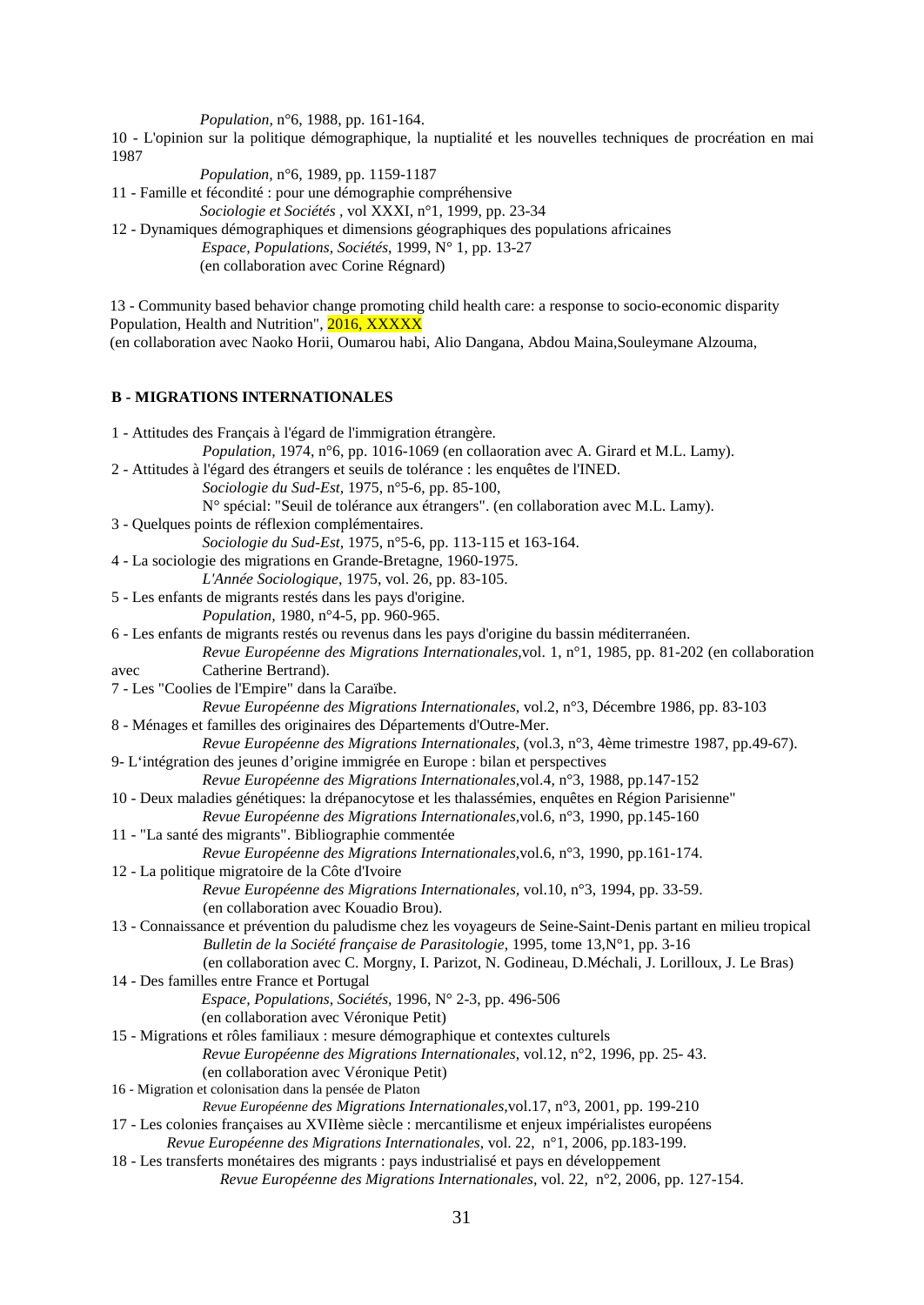*Population*, n°6, 1988, pp. 161-164.

10 - L'opinion sur la politique démographique, la nuptialité et les nouvelles techniques de procréation en mai 1987

*Population*, n°6, 1989, pp. 1159-1187

11 - Famille et fécondité : pour une démographie compréhensive

*Sociologie et Sociétés* , vol XXXI, n°1, 1999, pp. 23-34

12 - Dynamiques démographiques et dimensions géographiques des populations africaines

*Espace, Populations, Sociétés*, 1999, N° 1, pp. 13-27

(en collaboration avec Corine Régnard)

13 - Community based behavior change promoting child health care: a response to socio-economic disparity Population, Health and Nutrition", 2016, XXXXX

(en collaboration avec Naoko Horii, Oumarou habi, Alio Dangana, Abdou Maina,Souleymane Alzouma,

**B - MIGRATIONS INTERNATIONALES**

1 - Attitudes des Français à l'égard de l'immigration étrangère.

*Population*, 1974, n°6, pp. 1016-1069 (en collaoration avec A. Girard et M.L. Lamy).

2 - Attitudes à l'égard des étrangers et seuils de tolérance : les enquêtes de l'INED.

*Sociologie du Sud-Est*, 1975, n°5-6, pp. 85-100,

N° spécial: "Seuil de tolérance aux étrangers". (en collaboration avec M.L. Lamy).

3 - Quelques points de réflexion complémentaires.

*Sociologie du Sud-Est*, 1975, n°5-6, pp. 113-115 et 163-164.

4 - La sociologie des migrations en Grande-Bretagne, 1960-1975.

*L'Année Sociologique*, 1975, vol. 26, pp. 83-105.

5 - Les enfants de migrants restés dans les pays d'origine.

*Population*, 1980, n°4-5, pp. 960-965.

6 - Les enfants de migrants restés ou revenus dans les pays d'origine du bassin méditerranéen.

*Revue Européenne des Migrations Internationales*,vol. 1, n°1, 1985, pp. 81-202 (en collaboration avec Catherine Bertrand).

7 - Les "Coolies de l'Empire" dans la Caraïbe.

*Revue Européenne des Migrations Internationales*, vol.2, n°3, Décembre 1986, pp. 83-103

8 - Ménages et familles des originaires des Départements d'Outre-Mer.

*Revue Européenne des Migrations Internationales*, (vol.3, n°3, 4ème trimestre 1987, pp.49-67).

9- L'intégration des jeunes d'origine immigrée en Europe : bilan et perspectives

*Revue Européenne des Migrations Internationales*,vol.4, n°3, 1988, pp.147-152

10 - Deux maladies génétiques: la drépanocytose et les thalassémies, enquêtes en Région Parisienne"

*Revue Européenne des Migrations Internationales*,vol.6, n°3, 1990, pp.145-160

11 - "La santé des migrants". Bibliographie commentée

*Revue Européenne des Migrations Internationales*,vol.6, n°3, 1990, pp.161-174.

12 - La politique migratoire de la Côte d'Ivoire

*Revue Européenne des Migrations Internationales*, vol.10, n°3, 1994, pp. 33-59.

(en collaboration avec Kouadio Brou).

13 - Connaissance et prévention du paludisme chez les voyageurs de Seine-Saint-Denis partant en milieu tropical

*Bulletin de la Société française de Parasitologie*, 1995, tome 13,N°1, pp. 3-16

(en collaboration avec C. Morgny, I. Parizot, N. Godineau, D.Méchali, J. Lorilloux, J. Le Bras)

14 - Des familles entre France et Portugal

*Espace, Populations, Sociétés*, 1996, N° 2-3, pp. 496-506

(en collaboration avec Véronique Petit)

15 - Migrations et rôles familiaux : mesure démographique et contextes culturels

*Revue Européenne des Migrations Internationales*, vol.12, n°2, 1996, pp. 25- 43.

(en collaboration avec Véronique Petit)

16 - Migration et colonisation dans la pensée de Platon

*Revue Européenne des Migrations Internationales*,vol.17, n°3, 2001, pp. 199-210

17 - Les colonies françaises au XVIIème siècle : mercantilisme et enjeux impérialistes européens

*Revue Européenne des Migrations Internationales*, vol. 22, n°1, 2006, pp.183-199.

18 - Les transferts monétaires des migrants : pays industrialisé et pays en développement

*Revue Européenne des Migrations Internationales*, vol. 22, n°2, 2006, pp. 127-154.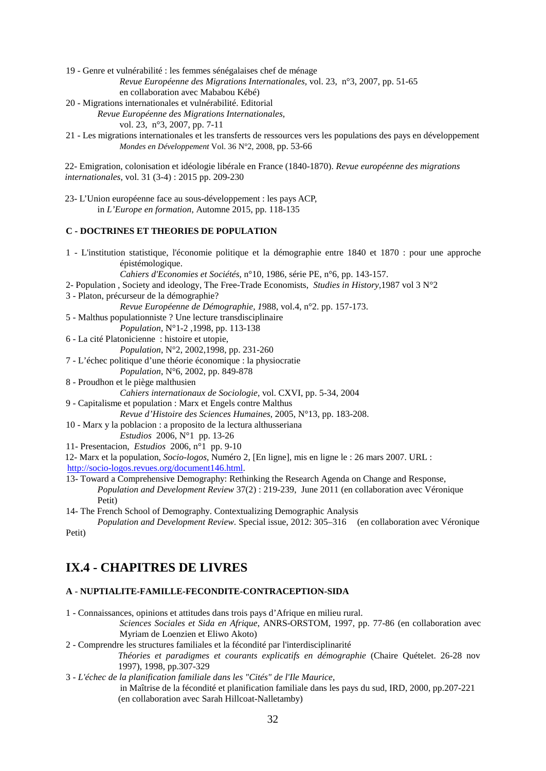19 - Genre et vulnérabilité : les femmes sénégalaises chef de ménage
*Revue Européenne des Migrations Internationales*, vol. 23, n°3, 2007, pp. 51-65
en collaboration avec Mababou Kébé)

20 - Migrations internationales et vulnérabilité. Editorial
*Revue Européenne des Migrations Internationales*,
vol. 23, n°3, 2007, pp. 7-11

21 - Les migrations internationales et les transferts de ressources vers les populations des pays en développement
*Mondes en Développement* Vol. 36 N°2, 2008, pp. 53-66

22- Emigration, colonisation et idéologie libérale en France (1840-1870). *Revue européenne des migrations internationales*, vol. 31 (3-4) : 2015 pp. 209-230

23- L'Union européenne face au sous-développement : les pays ACP,
in *L'Europe en formation*, Automne 2015, pp. 118-135

### C - DOCTRINES ET THEORIES DE POPULATION

1 - L'institution statistique, l'économie politique et la démographie entre 1840 et 1870 : pour une approche épistémologique.
*Cahiers d'Economies et Sociétés*, n°10, 1986, série PE, n°6, pp. 143-157.

2- Population , Society and ideology, The Free-Trade Economists, *Studies in History*,1987 vol 3 N°2

3 - Platon, précurseur de la démographie?
*Revue Européenne de Démographie, 1*988, vol.4, n°2. pp. 157-173.

5 - Malthus populationniste ? Une lecture transdisciplinaire
*Population*, N°1-2 ,1998, pp. 113-138

6 - La cité Platonicienne : histoire et utopie,
*Population*, N°2, 2002,1998, pp. 231-260

7 - L'échec politique d'une théorie économique : la physiocratie
*Population*, N°6, 2002, pp. 849-878

8 - Proudhon et le piège malthusien
*Cahiers internationaux de Sociologie*, vol. CXVI, pp. 5-34, 2004

9 - Capitalisme et population : Marx et Engels contre Malthus
*Revue d'Histoire des Sciences Humaines*, 2005, N°13, pp. 183-208.

10 - Marx y la poblacion : a proposito de la lectura althusseriana
*Estudios* 2006, N°1 pp. 13-26

11- Presentacion, *Estudios* 2006, n°1 pp. 9-10

12- Marx et la population, *Socio-logos*, Numéro 2, [En ligne], mis en ligne le : 26 mars 2007. URL : http://socio-logos.revues.org/document146.html.

13- Toward a Comprehensive Demography: Rethinking the Research Agenda on Change and Response, *Population and Development Review* 37(2) : 219-239, June 2011 (en collaboration avec Véronique Petit)

14- The French School of Demography. Contextualizing Demographic Analysis
*Population and Development Review*. Special issue, 2012: 305–316 (en collaboration avec Véronique Petit)

## IX.4 - CHAPITRES DE LIVRES

### A - NUPTIALITE-FAMILLE-FECONDITE-CONTRACEPTION-SIDA

1 - Connaissances, opinions et attitudes dans trois pays d'Afrique en milieu rural.
*Sciences Sociales et Sida en Afrique*, ANRS-ORSTOM, 1997, pp. 77-86 (en collaboration avec Myriam de Loenzien et Eliwo Akoto)

2 - Comprendre les structures familiales et la fécondité par l'interdisciplinarité
*Théories et paradigmes et courants explicatifs en démographie* (Chaire Quételet. 26-28 nov 1997), 1998, pp.307-329

3 - *L'échec de la planification familiale dans les "Cités" de l'Ile Maurice*,
in Maîtrise de la fécondité et planification familiale dans les pays du sud, IRD, 2000, pp.207-221
(en collaboration avec Sarah Hillcoat-Nalletamby)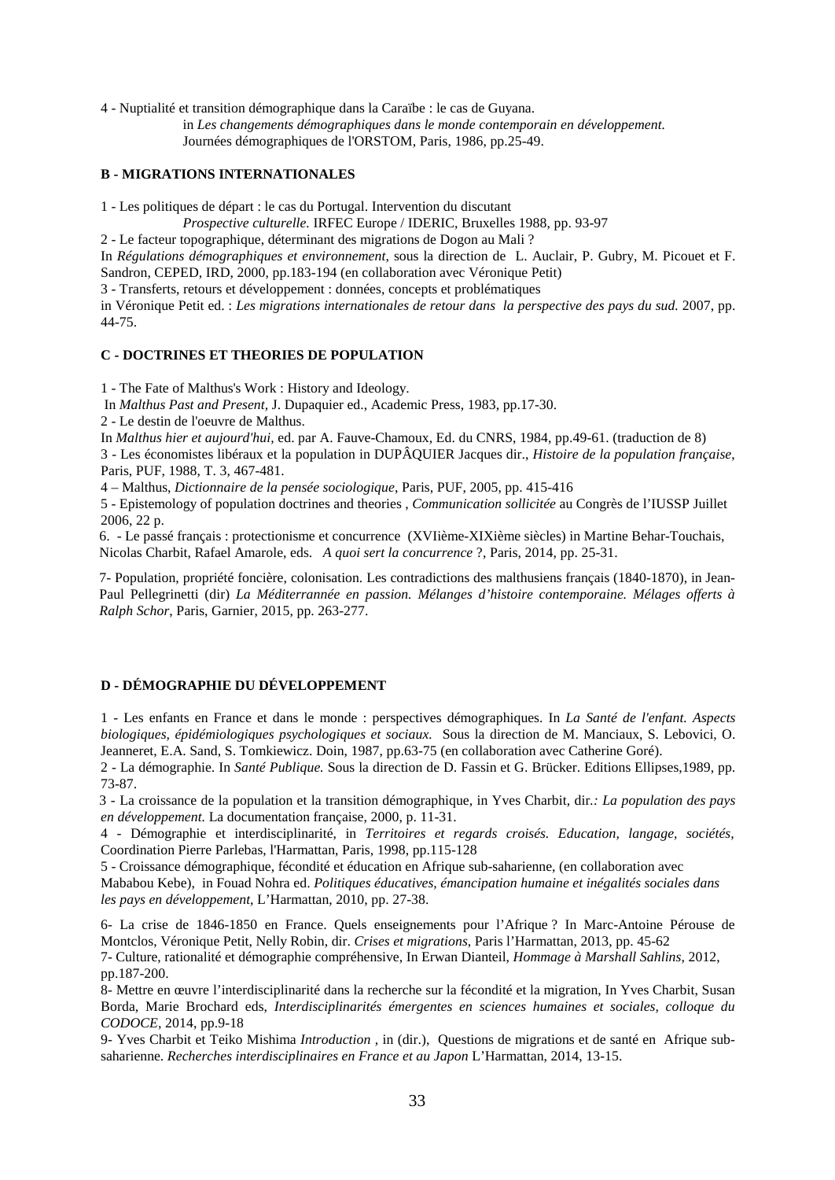4 - Nuptialité et transition démographique dans la Caraïbe : le cas de Guyana.
in *Les changements démographiques dans le monde contemporain en développement.* Journées démographiques de l'ORSTOM, Paris, 1986, pp.25-49.

**B - MIGRATIONS INTERNATIONALES**

1 - Les politiques de départ : le cas du Portugal. Intervention du discutant
*Prospective culturelle.* IRFEC Europe / IDERIC, Bruxelles 1988, pp. 93-97

2 - Le facteur topographique, déterminant des migrations de Dogon au Mali ?
In *Régulations démographiques et environnement*, sous la direction de L. Auclair, P. Gubry, M. Picouet et F. Sandron, CEPED, IRD, 2000, pp.183-194 (en collaboration avec Véronique Petit)

3 - Transferts, retours et développement : données, concepts et problématiques
in Véronique Petit ed. : *Les migrations internationales de retour dans la perspective des pays du sud.* 2007, pp. 44-75.

**C - DOCTRINES ET THEORIES DE POPULATION**

1 - The Fate of Malthus's Work : History and Ideology.
In *Malthus Past and Present,* J. Dupaquier ed., Academic Press, 1983, pp.17-30.

2 - Le destin de l'oeuvre de Malthus.
In *Malthus hier et aujourd'hui,* ed. par A. Fauve-Chamoux, Ed. du CNRS, 1984, pp.49-61. (traduction de 8)

3 - Les économistes libéraux et la population in DUPÂQUIER Jacques dir., *Histoire de la population française*, Paris, PUF, 1988, T. 3, 467-481.

4 – Malthus, *Dictionnaire de la pensée sociologique*, Paris, PUF, 2005, pp. 415-416

5 - Epistemology of population doctrines and theories , *Communication sollicitée* au Congrès de l'IUSSP Juillet 2006, 22 p.

6. - Le passé français : protectionisme et concurrence (XVIième-XIXième siècles) in Martine Behar-Touchais, Nicolas Charbit, Rafael Amarole, eds. *A quoi sert la concurrence* ?, Paris, 2014, pp. 25-31.

7- Population, propriété foncière, colonisation. Les contradictions des malthusiens français (1840-1870), in Jean-Paul Pellegrinetti (dir) *La Méditerrannée en passion. Mélanges d'histoire contemporaine. Mélages offerts à Ralph Schor*, Paris, Garnier, 2015, pp. 263-277.

**D - DÉMOGRAPHIE DU DÉVELOPPEMENT**

1 - Les enfants en France et dans le monde : perspectives démographiques. In *La Santé de l'enfant. Aspects biologiques, épidémiologiques psychologiques et sociaux.* Sous la direction de M. Manciaux, S. Lebovici, O. Jeanneret, E.A. Sand, S. Tomkiewicz. Doin, 1987, pp.63-75 (en collaboration avec Catherine Goré).

2 - La démographie. In *Santé Publique.* Sous la direction de D. Fassin et G. Brücker. Editions Ellipses,1989, pp. 73-87.

3 - La croissance de la population et la transition démographique, in Yves Charbit, dir.*: La population des pays en développement.* La documentation française, 2000, p. 11-31.

4 - Démographie et interdisciplinarité, in *Territoires et regards croisés. Education, langage, sociétés,* Coordination Pierre Parlebas, l'Harmattan, Paris, 1998, pp.115-128

5 - Croissance démographique, fécondité et éducation en Afrique sub-saharienne, (en collaboration avec Mababou Kebe), in Fouad Nohra ed. *Politiques éducatives, émancipation humaine et inégalités sociales dans les pays en développement*, L'Harmattan, 2010, pp. 27-38.

6- La crise de 1846-1850 en France. Quels enseignements pour l'Afrique ? In Marc-Antoine Pérouse de Montclos, Véronique Petit, Nelly Robin, dir. *Crises et migrations*, Paris l'Harmattan, 2013, pp. 45-62

7- Culture, rationalité et démographie compréhensive, In Erwan Dianteil, *Hommage à Marshall Sahlins,* 2012, pp.187-200.

8- Mettre en œuvre l'interdisciplinarité dans la recherche sur la fécondité et la migration, In Yves Charbit, Susan Borda, Marie Brochard eds, *Interdisciplinarités émergentes en sciences humaines et sociales, colloque du CODOCE,* 2014, pp.9-18

9- Yves Charbit et Teiko Mishima *Introduction* , in (dir.), Questions de migrations et de santé en Afrique sub-saharienne. *Recherches interdisciplinaires en France et au Japon* L'Harmattan, 2014, 13-15.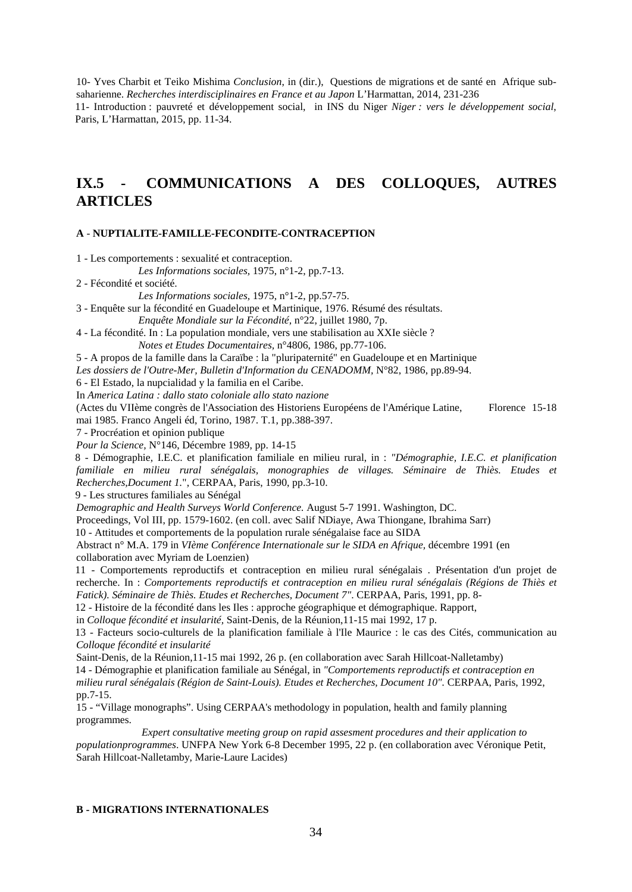10- Yves Charbit et Teiko Mishima *Conclusion*, in (dir.), Questions de migrations et de santé en Afrique sub-saharienne. *Recherches interdisciplinaires en France et au Japon* L'Harmattan, 2014, 231-236

11- Introduction : pauvreté et développement social, in INS du Niger *Niger : vers le développement social*, Paris, L'Harmattan, 2015, pp. 11-34.

# IX.5 - COMMUNICATIONS A DES COLLOQUES, AUTRES ARTICLES

### A - NUPTIALITE-FAMILLE-FECONDITE-CONTRACEPTION

1 - Les comportements : sexualité et contraception.
*Les Informations sociales*, 1975, n°1-2, pp.7-13.

2 - Fécondité et société.
*Les Informations sociales*, 1975, n°1-2, pp.57-75.

3 - Enquête sur la fécondité en Guadeloupe et Martinique, 1976. Résumé des résultats.
*Enquête Mondiale sur la Fécondité*, n°22, juillet 1980, 7p.

4 - La fécondité. In : La population mondiale, vers une stabilisation au XXIe siècle ?
*Notes et Etudes Documentaires*, n°4806, 1986, pp.77-106.

5 - A propos de la famille dans la Caraïbe : la "pluripaternité" en Guadeloupe et en Martinique
*Les dossiers de l'Outre-Mer, Bulletin d'Information du CENADOMM*, N°82, 1986, pp.89-94.

6 - El Estado, la nupcialidad y la familia en el Caribe.
In *America Latina : dallo stato coloniale allo stato nazione*
(Actes du VIIème congrès de l'Association des Historiens Européens de l'Amérique Latine, Florence 15-18 mai 1985. Franco Angeli éd, Torino, 1987. T.1, pp.388-397.

7 - Procréation et opinion publique
*Pour la Science*, N°146, Décembre 1989, pp. 14-15

8 - Démographie, I.E.C. et planification familiale en milieu rural, in : *"Démographie, I.E.C. et planification familiale en milieu rural sénégalais, monographies de villages. Séminaire de Thiès. Etudes et Recherches,Document 1*.", CERPAA, Paris, 1990, pp.3-10.

9 - Les structures familiales au Sénégal
*Demographic and Health Surveys World Conference.* August 5-7 1991. Washington, DC.
Proceedings, Vol III, pp. 1579-1602. (en coll. avec Salif NDiaye, Awa Thiongane, Ibrahima Sarr)

10 - Attitudes et comportements de la population rurale sénégalaise face au SIDA
Abstract n° M.A. 179 in *VIème Conférence Internationale sur le SIDA en Afrique*, décembre 1991 (en collaboration avec Myriam de Loenzien)

11 - Comportements reproductifs et contraception en milieu rural sénégalais . Présentation d'un projet de recherche. In : *Comportements reproductifs et contraception en milieu rural sénégalais (Régions de Thiès et Fatick). Séminaire de Thiès. Etudes et Recherches, Document 7".* CERPAA, Paris, 1991, pp. 8-

12 - Histoire de la fécondité dans les Iles : approche géographique et démographique. Rapport,
in *Colloque fécondité et insularité*, Saint-Denis, de la Réunion,11-15 mai 1992, 17 p.

13 - Facteurs socio-culturels de la planification familiale à l'Ile Maurice : le cas des Cités, communication au *Colloque fécondité et insularité*
Saint-Denis, de la Réunion,11-15 mai 1992, 26 p. (en collaboration avec Sarah Hillcoat-Nalletamby)

14 - Démographie et planification familiale au Sénégal, in *"Comportements reproductifs et contraception en milieu rural sénégalais (Région de Saint-Louis). Etudes et Recherches, Document 10".* CERPAA, Paris, 1992, pp.7-15.

15 - "Village monographs". Using CERPAA's methodology in population, health and family planning programmes.
*Expert consultative meeting group on rapid assesment procedures and their application to populationprogrammes*. UNFPA New York 6-8 December 1995, 22 p. (en collaboration avec Véronique Petit, Sarah Hillcoat-Nalletamby, Marie-Laure Lacides)

### B - MIGRATIONS INTERNATIONALES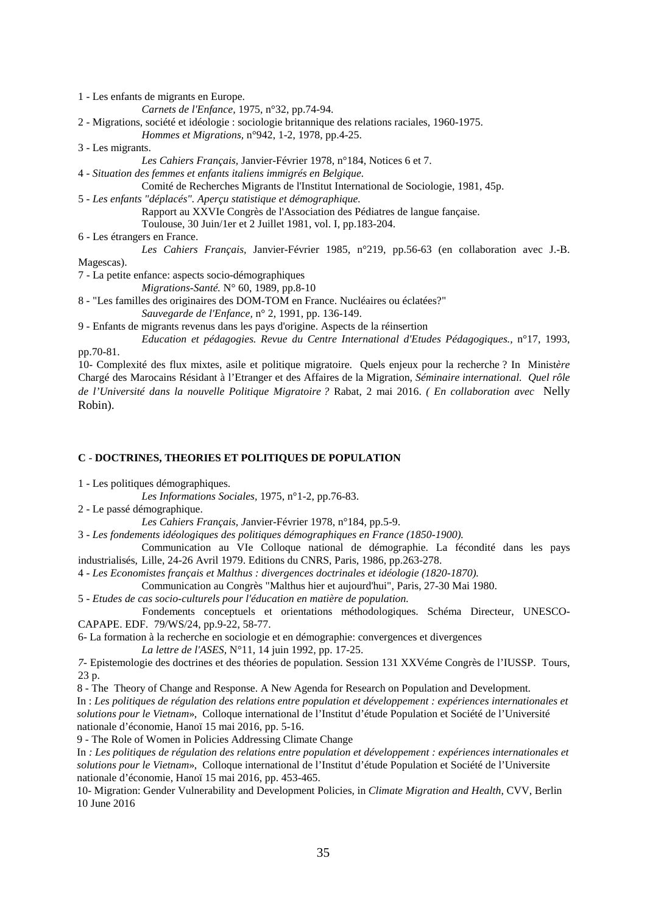1 - Les enfants de migrants en Europe.

*Carnets de l'Enfance,* 1975, n°32, pp.74-94.

2 - Migrations, société et idéologie : sociologie britannique des relations raciales, 1960-1975.

*Hommes et Migrations*, n°942, 1-2, 1978, pp.4-25.

3 - Les migrants.

*Les Cahiers Français,* Janvier-Février 1978, n°184, Notices 6 et 7.

4 - *Situation des femmes et enfants italiens immigrés en Belgique.*

Comité de Recherches Migrants de l'Institut International de Sociologie, 1981, 45p.

5 - *Les enfants "déplacés". Aperçu statistique et démographique.*

Rapport au XXVIe Congrès de l'Association des Pédiatres de langue fançaise.

Toulouse, 30 Juin/1er et 2 Juillet 1981, vol. I, pp.183-204.

6 - Les étrangers en France.

*Les Cahiers Français,* Janvier-Février 1985, n°219, pp.56-63 (en collaboration avec J.-B. Magescas).

7 - La petite enfance: aspects socio-démographiques

*Migrations-Santé.* N° 60, 1989, pp.8-10

8 - "Les familles des originaires des DOM-TOM en France. Nucléaires ou éclatées?"

*Sauvegarde de l'Enfance,* n° 2, 1991, pp. 136-149.

9 - Enfants de migrants revenus dans les pays d'origine. Aspects de la réinsertion

*Education et pédagogies. Revue du Centre International d'Etudes Pédagogiques.*, n°17, 1993, pp.70-81.

10- Complexité des flux mixtes, asile et politique migratoire. Quels enjeux pour la recherche ? In Minist*ère* Chargé des Marocains Résidant à l'Etranger et des Affaires de la Migration*, Séminaire international. Quel rôle de l'Université dans la nouvelle Politique Migratoire ?* Rabat, 2 mai 2016. *( En collaboration avec* Nelly Robin).

## C - DOCTRINES, THEORIES ET POLITIQUES DE POPULATION

1 - Les politiques démographiques.

*Les Informations Sociales,* 1975, n°1-2, pp.76-83.

2 - Le passé démographique.

*Les Cahiers Français, J*anvier-Février 1978, n°184, pp.5-9.

3 - *Les fondements idéologiques des politiques démographiques en France (1850-1900).*

Communication au VIe Colloque national de démographie. La fécondité dans les pays industrialisés, Lille, 24-26 Avril 1979. Editions du CNRS, Paris, 1986, pp.263-278.

4 - *Les Economistes français et Malthus : divergences doctrinales et idéologie (1820-1870).*

Communication au Congrès "Malthus hier et aujourd'hui", Paris, 27-30 Mai 1980.

5 - *Etudes de cas socio-culturels pour l'éducation en matière de population.*

Fondements conceptuels et orientations méthodologiques. Schéma Directeur, UNESCO-CAPAPE. EDF. 79/WS/24, pp.9-22, 58-77.

6- La formation à la recherche en sociologie et en démographie: convergences et divergences

*La lettre de l'ASES,* N°11, 14 juin 1992, pp. 17-25.

*7*- Epistemologie des doctrines et des théories de population. Session 131 XXVéme Congrès de l'IUSSP. Tours, 23 p.

8 - The Theory of Change and Response. A New Agenda for Research on Population and Development.
In : *Les politiques de régulation des relations entre population et développement : expériences internationales et solutions pour le Vietnam*», Colloque international de l'Institut d'étude Population et Société de l'Université nationale d'économie, Hanoï 15 mai 2016, pp. 5-16.

9 - The Role of Women in Policies Addressing Climate Change
In *: Les politiques de régulation des relations entre population et développement : expériences internationales et solutions pour le Vietnam*», Colloque international de l'Institut d'étude Population et Société de l'Universite nationale d'économie, Hanoï 15 mai 2016, pp. 453-465.

10- Migration: Gender Vulnerability and Development Policies, in *Climate Migration and Health*, CVV, Berlin 10 June 2016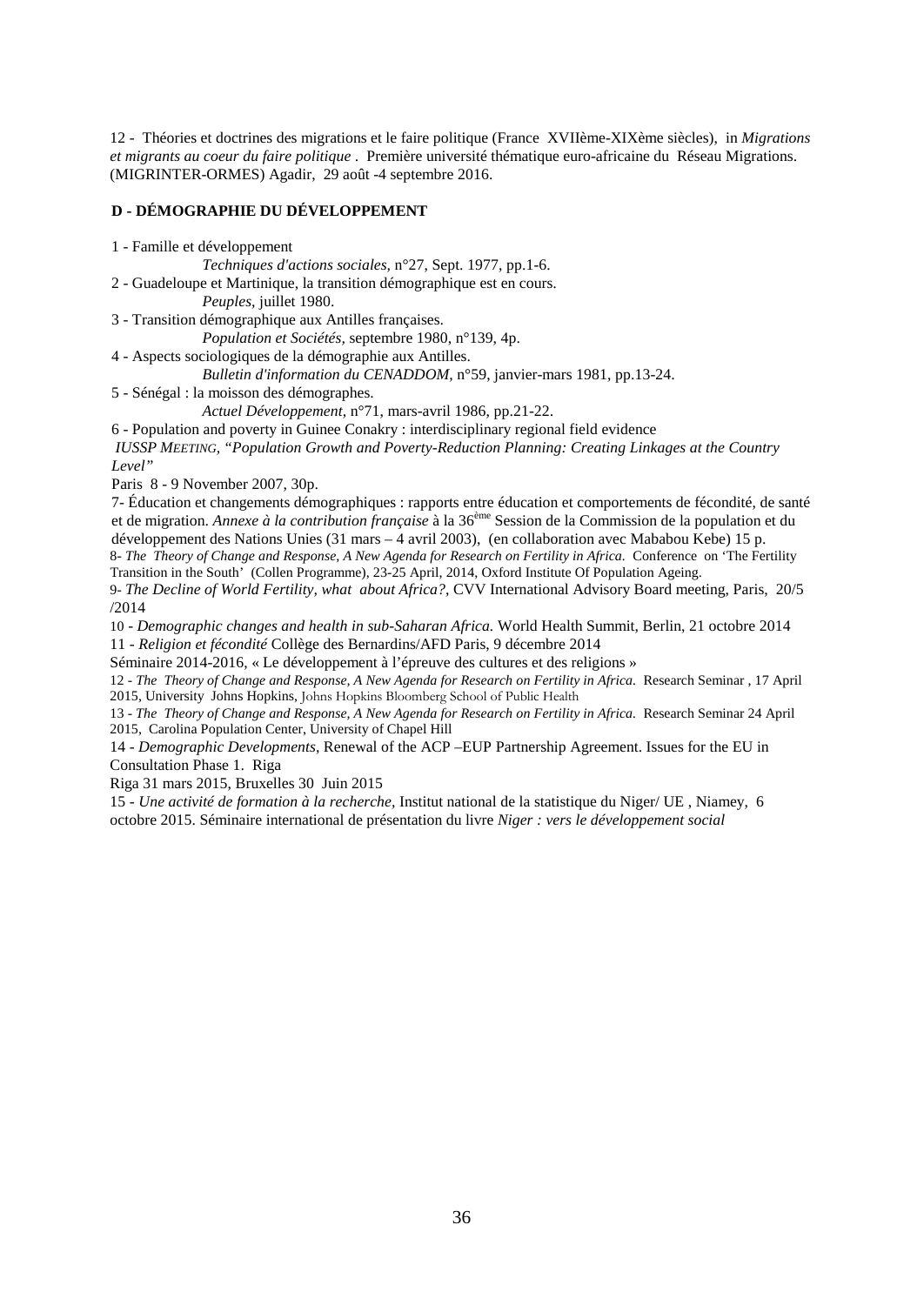12 - Théories et doctrines des migrations et le faire politique (France XVIIème-XIXème siècles), in *Migrations et migrants au coeur du faire politique* . Première université thématique euro-africaine du Réseau Migrations. (MIGRINTER-ORMES) Agadir, 29 août -4 septembre 2016.

## D - DÉMOGRAPHIE DU DÉVELOPPEMENT

1 - Famille et développement
*Techniques d'actions sociales*, n°27, Sept. 1977, pp.1-6.

2 - Guadeloupe et Martinique, la transition démographique est en cours.
*Peuples*, juillet 1980.

3 - Transition démographique aux Antilles françaises.
*Population et Sociétés*, septembre 1980, n°139, 4p.

4 - Aspects sociologiques de la démographie aux Antilles.
*Bulletin d'information du CENADDOM*, n°59, janvier-mars 1981, pp.13-24.

5 - Sénégal : la moisson des démographes.
*Actuel Développement*, n°71, mars-avril 1986, pp.21-22.

6 - Population and poverty in Guinee Conakry : interdisciplinary regional field evidence
*IUSSP MEETING, "Population Growth and Poverty-Reduction Planning: Creating Linkages at the Country Level"*
Paris 8 - 9 November 2007, 30p.

7- Éducation et changements démographiques : rapports entre éducation et comportements de fécondité, de santé et de migration. *Annexe à la contribution française* à la 36[ème] Session de la Commission de la population et du développement des Nations Unies (31 mars – 4 avril 2003), (en collaboration avec Mababou Kebe) 15 p.

8- *The Theory of Change and Response, A New Agenda for Research on Fertility in Africa.* Conference on 'The Fertility Transition in the South' (Collen Programme), 23-25 April, 2014, Oxford Institute Of Population Ageing.

9- *The Decline of World Fertility, what about Africa?*, CVV International Advisory Board meeting, Paris, 20/5 /2014

10 - *Demographic changes and health in sub-Saharan Africa.* World Health Summit, Berlin, 21 octobre 2014

11 - *Religion et fécondité* Collège des Bernardins/AFD Paris, 9 décembre 2014
Séminaire 2014-2016, « Le développement à l'épreuve des cultures et des religions »

12 - *The Theory of Change and Response, A New Agenda for Research on Fertility in Africa.* Research Seminar , 17 April 2015, University Johns Hopkins, Johns Hopkins Bloomberg School of Public Health

13 - *The Theory of Change and Response, A New Agenda for Research on Fertility in Africa.* Research Seminar 24 April 2015, Carolina Population Center, University of Chapel Hill

14 - *Demographic Developments*, Renewal of the ACP –EUP Partnership Agreement. Issues for the EU in Consultation Phase 1. Riga
Riga 31 mars 2015, Bruxelles 30 Juin 2015

15 - *Une activité de formation à la recherche*, Institut national de la statistique du Niger/ UE , Niamey, 6 octobre 2015. Séminaire international de présentation du livre *Niger : vers le développement social*